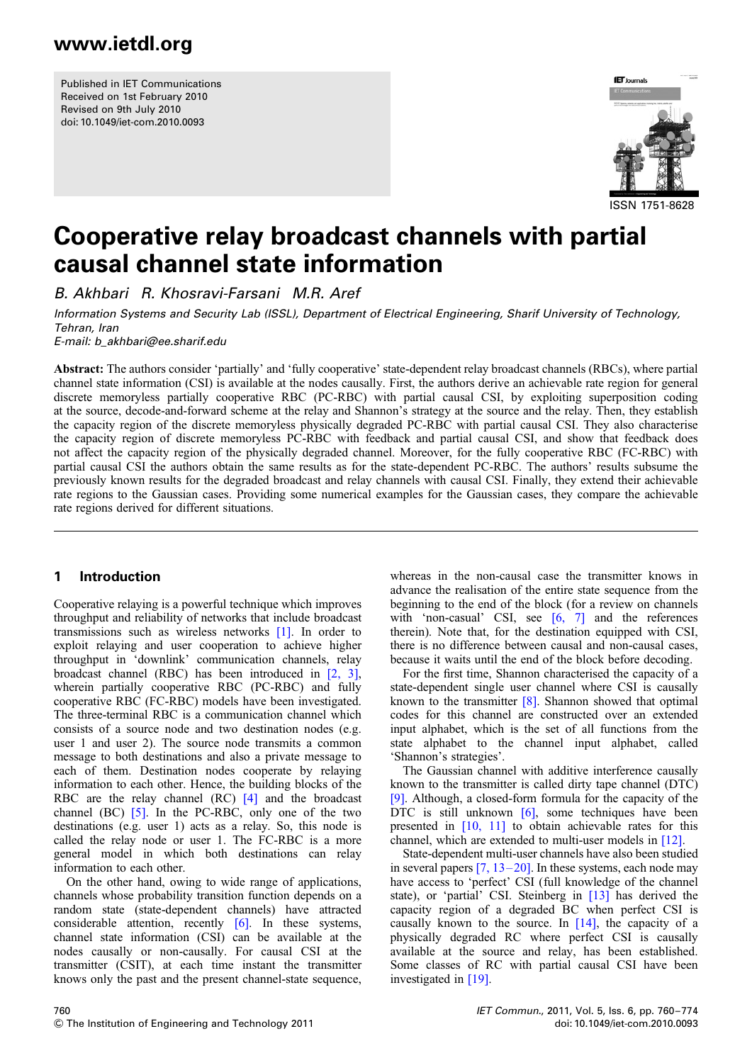www.ietdl.org

Published in IET Communications
Received on 1st February 2010
Revised on 9th July 2010
doi: 10.1049/iet-com.2010.0093

ISSN 1751-8628

# Cooperative relay broadcast channels with partial causal channel state information

*B. Akhbari R. Khosravi-Farsani M.R. Aref*

*Information Systems and Security Lab (ISSL), Department of Electrical Engineering, Sharif University of Technology, Tehran, Iran*
*E-mail: b_akhbari@ee.sharif.edu*

**Abstract:** The authors consider 'partially' and 'fully cooperative' state-dependent relay broadcast channels (RBCs), where partial channel state information (CSI) is available at the nodes causally. First, the authors derive an achievable rate region for general discrete memoryless partially cooperative RBC (PC-RBC) with partial causal CSI, by exploiting superposition coding at the source, decode-and-forward scheme at the relay and Shannon's strategy at the source and the relay. Then, they establish the capacity region of the discrete memoryless physically degraded PC-RBC with partial causal CSI. They also characterise the capacity region of discrete memoryless PC-RBC with feedback and partial causal CSI, and show that feedback does not affect the capacity region of the physically degraded channel. Moreover, for the fully cooperative RBC (FC-RBC) with partial causal CSI the authors obtain the same results as for the state-dependent PC-RBC. The authors' results subsume the previously known results for the degraded broadcast and relay channels with causal CSI. Finally, they extend their achievable rate regions to the Gaussian cases. Providing some numerical examples for the Gaussian cases, they compare the achievable rate regions derived for different situations.

## 1 Introduction

Cooperative relaying is a powerful technique which improves throughput and reliability of networks that include broadcast transmissions such as wireless networks [1]. In order to exploit relaying and user cooperation to achieve higher throughput in 'downlink' communication channels, relay broadcast channel (RBC) has been introduced in [2, 3], wherein partially cooperative RBC (PC-RBC) and fully cooperative RBC (FC-RBC) models have been investigated. The three-terminal RBC is a communication channel which consists of a source node and two destination nodes (e.g. user 1 and user 2). The source node transmits a common message to both destinations and also a private message to each of them. Destination nodes cooperate by relaying information to each other. Hence, the building blocks of the RBC are the relay channel (RC) [4] and the broadcast channel (BC) [5]. In the PC-RBC, only one of the two destinations (e.g. user 1) acts as a relay. So, this node is called the relay node or user 1. The FC-RBC is a more general model in which both destinations can relay information to each other.

On the other hand, owing to wide range of applications, channels whose probability transition function depends on a random state (state-dependent channels) have attracted considerable attention, recently [6]. In these systems, channel state information (CSI) can be available at the nodes causally or non-causally. For causal CSI at the transmitter (CSIT), at each time instant the transmitter knows only the past and the present channel-state sequence, whereas in the non-causal case the transmitter knows in advance the realisation of the entire state sequence from the beginning to the end of the block (for a review on channels with 'non-casual' CSI, see [6, 7] and the references therein). Note that, for the destination equipped with CSI, there is no difference between causal and non-causal cases, because it waits until the end of the block before decoding.

For the first time, Shannon characterised the capacity of a state-dependent single user channel where CSI is causally known to the transmitter [8]. Shannon showed that optimal codes for this channel are constructed over an extended input alphabet, which is the set of all functions from the state alphabet to the channel input alphabet, called 'Shannon's strategies'.

The Gaussian channel with additive interference causally known to the transmitter is called dirty tape channel (DTC) [9]. Although, a closed-form formula for the capacity of the DTC is still unknown [6], some techniques have been presented in [10, 11] to obtain achievable rates for this channel, which are extended to multi-user models in [12].

State-dependent multi-user channels have also been studied in several papers [7, 13–20]. In these systems, each node may have access to 'perfect' CSI (full knowledge of the channel state), or 'partial' CSI. Steinberg in [13] has derived the capacity region of a degraded BC when perfect CSI is causally known to the source. In [14], the capacity of a physically degraded RC where perfect CSI is causally available at the source and relay, has been established. Some classes of RC with partial causal CSI have been investigated in [19].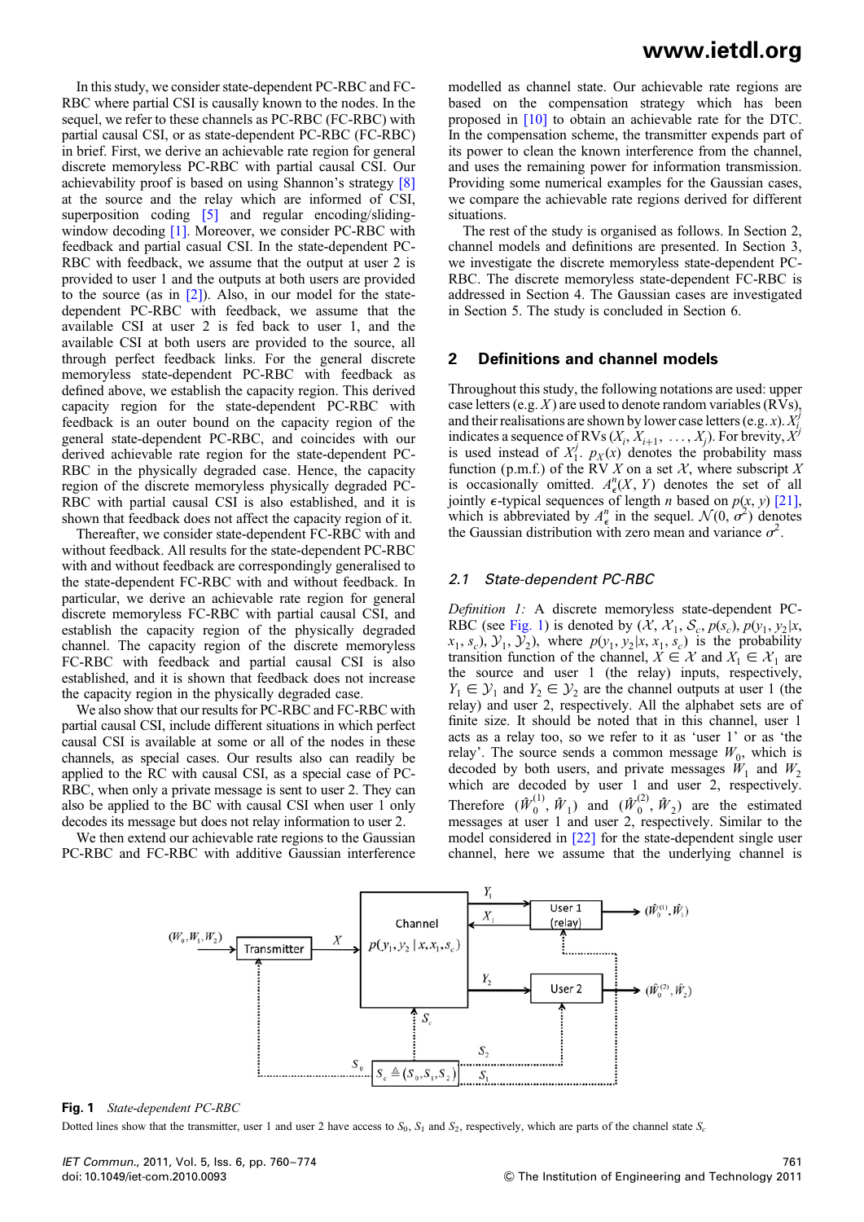In this study, we consider state-dependent PC-RBC and FC-RBC where partial CSI is causally known to the nodes. In the sequel, we refer to these channels as PC-RBC (FC-RBC) with partial causal CSI, or as state-dependent PC-RBC (FC-RBC) in brief. First, we derive an achievable rate region for general discrete memoryless PC-RBC with partial causal CSI. Our achievability proof is based on using Shannon's strategy [8] at the source and the relay which are informed of CSI, superposition coding [5] and regular encoding/sliding-window decoding [1]. Moreover, we consider PC-RBC with feedback and partial causal CSI. In the state-dependent PC-RBC with feedback, we assume that the output at user 2 is provided to user 1 and the outputs at both users are provided to the source (as in [2]). Also, in our model for the state-dependent PC-RBC with feedback, we assume that the available CSI at user 2 is fed back to user 1, and the available CSI at both users are provided to the source, all through perfect feedback links. For the general discrete memoryless state-dependent PC-RBC with feedback as defined above, we establish the capacity region. This derived capacity region for the state-dependent PC-RBC with feedback is an outer bound on the capacity region of the general state-dependent PC-RBC, and coincides with our derived achievable rate region for the state-dependent PC-RBC in the physically degraded case. Hence, the capacity region of the discrete memoryless physically degraded PC-RBC with partial causal CSI is also established, and it is shown that feedback does not affect the capacity region of it.

Thereafter, we consider state-dependent FC-RBC with and without feedback. All results for the state-dependent PC-RBC with and without feedback are correspondingly generalised to the state-dependent FC-RBC with and without feedback. In particular, we derive an achievable rate region for general discrete memoryless FC-RBC with partial causal CSI, and establish the capacity region of the physically degraded channel. The capacity region of the discrete memoryless FC-RBC with feedback and partial causal CSI is also established, and it is shown that feedback does not increase the capacity region in the physically degraded case.

We also show that our results for PC-RBC and FC-RBC with partial causal CSI, include different situations in which perfect causal CSI is available at some or all of the nodes in these channels, as special cases. Our results also can readily be applied to the RC with causal CSI, as a special case of PC-RBC, when only a private message is sent to user 2. They can also be applied to the BC with causal CSI when user 1 only decodes its message but does not relay information to user 2.

We then extend our achievable rate regions to the Gaussian PC-RBC and FC-RBC with additive Gaussian interference modelled as channel state. Our achievable rate regions are based on the compensation strategy which has been proposed in [10] to obtain an achievable rate for the DTC. In the compensation scheme, the transmitter expends part of its power to clean the known interference from the channel, and uses the remaining power for information transmission. Providing some numerical examples for the Gaussian cases, we compare the achievable rate regions derived for different situations.

The rest of the study is organised as follows. In Section 2, channel models and definitions are presented. In Section 3, we investigate the discrete memoryless state-dependent PC-RBC. The discrete memoryless state-dependent FC-RBC is addressed in Section 4. The Gaussian cases are investigated in Section 5. The study is concluded in Section 6.

## 2 Definitions and channel models

Throughout this study, the following notations are used: upper case letters (e.g. $X$) are used to denote random variables (RVs), and their realisations are shown by lower case letters (e.g. $x$). $X_i^j$ indicates a sequence of RVs $(X_i, X_{i+1}, \ldots, X_j)$. For brevity, $X^j$ is used instead of $X_1^j$. $p_X(x)$ denotes the probability mass function (p.m.f.) of the RV $X$ on a set $\mathcal{X}$, where subscript $X$ is occasionally omitted. $A_\epsilon^n(X, Y)$ denotes the set of all jointly $\epsilon$-typical sequences of length $n$ based on $p(x, y)$ [21], which is abbreviated by $A_\epsilon^n$ in the sequel. $\mathcal{N}(0, \sigma^2)$ denotes the Gaussian distribution with zero mean and variance $\sigma^2$.

### 2.1 State-dependent PC-RBC

*Definition 1:* A discrete memoryless state-dependent PC-RBC (see Fig. 1) is denoted by $(\mathcal{X}, \mathcal{X}_1, \mathcal{S}_c, p(s_c), p(y_1, y_2|x, x_1, s_c), \mathcal{Y}_1, \mathcal{Y}_2)$, where $p(y_1, y_2|x, x_1, s_c)$ is the probability transition function of the channel, $X \in \mathcal{X}$ and $X_1 \in \mathcal{X}_1$ are the source and user 1 (the relay) inputs, respectively, $Y_1 \in \mathcal{Y}_1$ and $Y_2 \in \mathcal{Y}_2$ are the channel outputs at user 1 (the relay) and user 2, respectively. All the alphabet sets are of finite size. It should be noted that in this channel, user 1 acts as a relay too, so we refer to it as 'user 1' or as 'the relay'. The source sends a common message $W_0$, which is decoded by both users, and private messages $W_1$ and $W_2$ which are decoded by user 1 and user 2, respectively. Therefore $(\hat{W}_0^{(1)}, \hat{W}_1)$ and $(\hat{W}_0^{(2)}, \hat{W}_2)$ are the estimated messages at user 1 and user 2, respectively. Similar to the model considered in [22] for the state-dependent single user channel, here we assume that the underlying channel is

**Fig. 1** *State-dependent PC-RBC*

Dotted lines show that the transmitter, user 1 and user 2 have access to $S_0$, $S_1$ and $S_2$, respectively, which are parts of the channel state $S_c$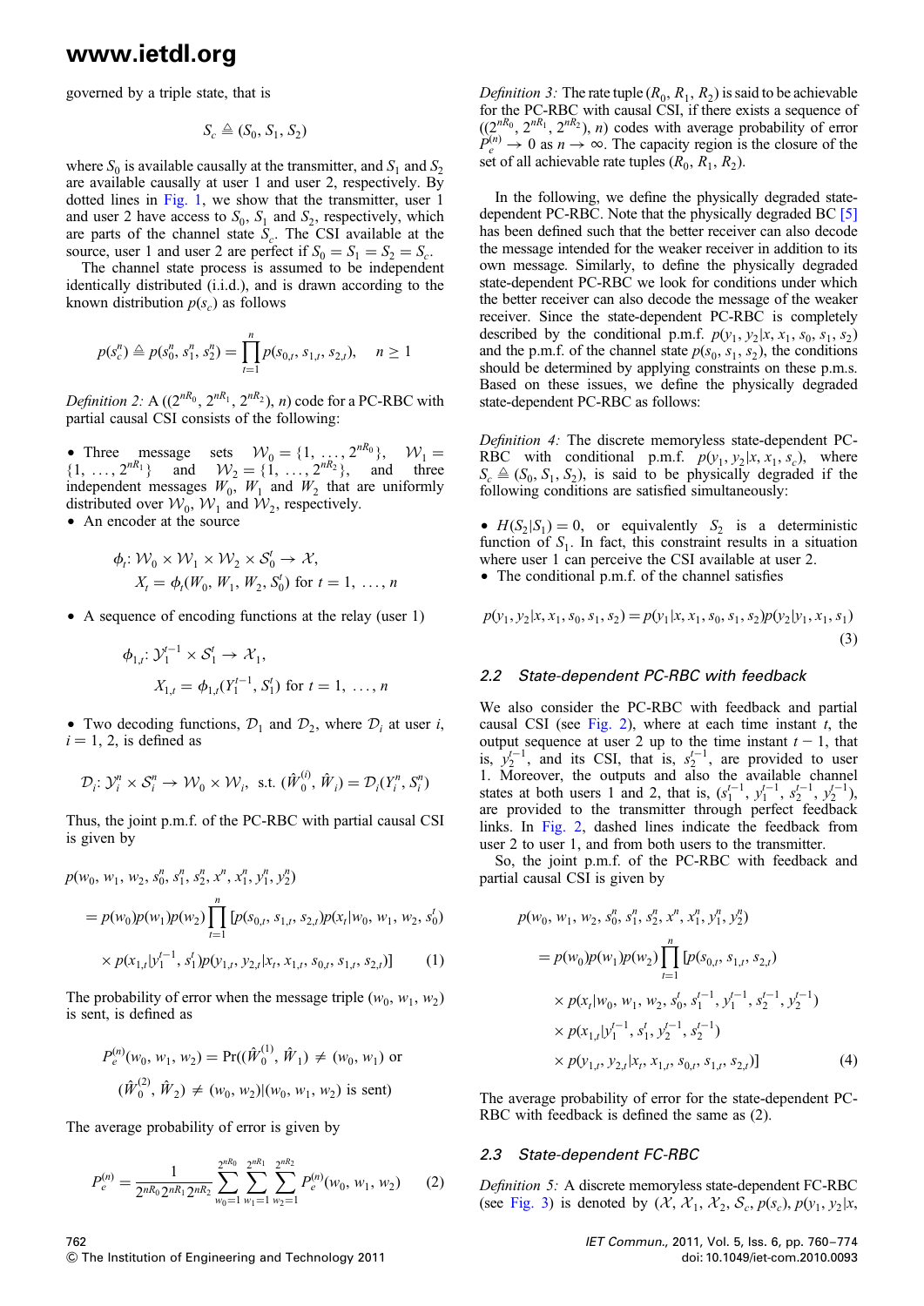governed by a triple state, that is

$$S_c \triangleq (S_0, S_1, S_2)$$

where $S_0$ is available causally at the transmitter, and $S_1$ and $S_2$ are available causally at user 1 and user 2, respectively. By dotted lines in Fig. 1, we show that the transmitter, user 1 and user 2 have access to $S_0$, $S_1$ and $S_2$, respectively, which are parts of the channel state $S_c$. The CSI available at the source, user 1 and user 2 are perfect if $S_0 = S_1 = S_2 = S_c$.

The channel state process is assumed to be independent identically distributed (i.i.d.), and is drawn according to the known distribution $p(s_c)$ as follows

$$p(s_c^n) \triangleq p(s_0^n, s_1^n, s_2^n) = \prod_{t=1}^{n} p(s_{0,t}, s_{1,t}, s_{2,t}), \quad n \geq 1$$

*Definition 2:* A $((2^{nR_0}, 2^{nR_1}, 2^{nR_2}), n)$ code for a PC-RBC with partial causal CSI consists of the following:

- Three message sets $\mathcal{W}_0 = \{1, \ldots, 2^{nR_0}\}$, $\mathcal{W}_1 = \{1, \ldots, 2^{nR_1}\}$ and $\mathcal{W}_2 = \{1, \ldots, 2^{nR_2}\}$, and three independent messages $W_0$, $W_1$ and $W_2$ that are uniformly distributed over $\mathcal{W}_0$, $\mathcal{W}_1$ and $\mathcal{W}_2$, respectively.
- An encoder at the source

$$\phi_t: \mathcal{W}_0 \times \mathcal{W}_1 \times \mathcal{W}_2 \times \mathcal{S}_0^t \to \mathcal{X},$$
$$X_t = \phi_t(W_0, W_1, W_2, S_0^t) \text{ for } t = 1, \ldots, n$$

- A sequence of encoding functions at the relay (user 1)

$$\phi_{1,t}: \mathcal{Y}_1^{t-1} \times \mathcal{S}_1^t \to \mathcal{X}_1,$$
$$X_{1,t} = \phi_{1,t}(Y_1^{t-1}, S_1^t) \text{ for } t = 1, \ldots, n$$

- Two decoding functions, $\mathcal{D}_1$ and $\mathcal{D}_2$, where $\mathcal{D}_i$ at user $i$, $i = 1, 2$, is defined as

$$\mathcal{D}_i: \mathcal{Y}_i^n \times \mathcal{S}_i^n \to \mathcal{W}_0 \times \mathcal{W}_i, \text{ s.t. } (\hat{W}_0^{(i)}, \hat{W}_i) = \mathcal{D}_i(Y_i^n, S_i^n)$$

Thus, the joint p.m.f. of the PC-RBC with partial causal CSI is given by

$$\begin{aligned}
&p(w_0, w_1, w_2, s_0^n, s_1^n, s_2^n, x^n, x_1^n, y_1^n, y_2^n) \\
&= p(w_0)p(w_1)p(w_2)\prod_{t=1}^{n}[p(s_{0,t}, s_{1,t}, s_{2,t})p(x_t|w_0, w_1, w_2, s_0^t) \\
&\quad \times p(x_{1,t}|y_1^{t-1}, s_1^t)p(y_{1,t}, y_{2,t}|x_t, x_{1,t}, s_{0,t}, s_{1,t}, s_{2,t})] \qquad (1)
\end{aligned}$$

The probability of error when the message triple $(w_0, w_1, w_2)$ is sent, is defined as

$$\begin{aligned}
P_e^{(n)}(w_0, w_1, w_2) = \Pr(&(\hat{W}_0^{(1)}, \hat{W}_1) \neq (w_0, w_1) \text{ or} \\
&(\hat{W}_0^{(2)}, \hat{W}_2) \neq (w_0, w_2)|(w_0, w_1, w_2) \text{ is sent})
\end{aligned}$$

The average probability of error is given by

$$P_e^{(n)} = \frac{1}{2^{nR_0}2^{nR_1}2^{nR_2}}\sum_{w_0=1}^{2^{nR_0}}\sum_{w_1=1}^{2^{nR_1}}\sum_{w_2=1}^{2^{nR_2}} P_e^{(n)}(w_0, w_1, w_2) \qquad (2)$$

*Definition 3:* The rate tuple $(R_0, R_1, R_2)$ is said to be achievable for the PC-RBC with causal CSI, if there exists a sequence of $((2^{nR_0}, 2^{nR_1}, 2^{nR_2}), n)$ codes with average probability of error $P_e^{(n)} \to 0$ as $n \to \infty$. The capacity region is the closure of the set of all achievable rate tuples $(R_0, R_1, R_2)$.

In the following, we define the physically degraded state-dependent PC-RBC. Note that the physically degraded BC [5] has been defined such that the better receiver can also decode the message intended for the weaker receiver in addition to its own message. Similarly, to define the physically degraded state-dependent PC-RBC we look for conditions under which the better receiver can also decode the message of the weaker receiver. Since the state-dependent PC-RBC is completely described by the conditional p.m.f. $p(y_1, y_2|x, x_1, s_0, s_1, s_2)$ and the p.m.f. of the channel state $p(s_0, s_1, s_2)$, the conditions should be determined by applying constraints on these p.m.s. Based on these issues, we define the physically degraded state-dependent PC-RBC as follows:

*Definition 4:* The discrete memoryless state-dependent PC-RBC with conditional p.m.f. $p(y_1, y_2|x, x_1, s_c)$, where $S_c \triangleq (S_0, S_1, S_2)$, is said to be physically degraded if the following conditions are satisfied simultaneously:

- $H(S_2|S_1) = 0$, or equivalently $S_2$ is a deterministic function of $S_1$. In fact, this constraint results in a situation where user 1 can perceive the CSI available at user 2.
- The conditional p.m.f. of the channel satisfies

$$p(y_1, y_2|x, x_1, s_0, s_1, s_2) = p(y_1|x, x_1, s_0, s_1, s_2)p(y_2|y_1, x_1, s_1) \qquad (3)$$

### 2.2 State-dependent PC-RBC with feedback

We also consider the PC-RBC with feedback and partial causal CSI (see Fig. 2), where at each time instant $t$, the output sequence at user 2 up to the time instant $t-1$, that is, $y_2^{t-1}$, and its CSI, that is, $s_2^{t-1}$, are provided to user 1. Moreover, the outputs and also the available channel states at both users 1 and 2, that is, $(s_1^{t-1}, y_1^{t-1}, s_2^{t-1}, y_2^{t-1})$, are provided to the transmitter through perfect feedback links. In Fig. 2, dashed lines indicate the feedback from user 2 to user 1, and from both users to the transmitter.

So, the joint p.m.f. of the PC-RBC with feedback and partial causal CSI is given by

$$\begin{aligned}
&p(w_0, w_1, w_2, s_0^n, s_1^n, s_2^n, x^n, x_1^n, y_1^n, y_2^n) \\
&= p(w_0)p(w_1)p(w_2)\prod_{t=1}^{n}[p(s_{0,t}, s_{1,t}, s_{2,t}) \\
&\quad \times p(x_t|w_0, w_1, w_2, s_0^t, s_1^{t-1}, y_1^{t-1}, s_2^{t-1}, y_2^{t-1}) \\
&\quad \times p(x_{1,t}|y_1^{t-1}, s_1^t, y_2^{t-1}, s_2^{t-1}) \\
&\quad \times p(y_{1,t}, y_{2,t}|x_t, x_{1,t}, s_{0,t}, s_{1,t}, s_{2,t})] \qquad (4)
\end{aligned}$$

The average probability of error for the state-dependent PC-RBC with feedback is defined the same as (2).

### 2.3 State-dependent FC-RBC

*Definition 5:* A discrete memoryless state-dependent FC-RBC (see Fig. 3) is denoted by $(\mathcal{X}, \mathcal{X}_1, \mathcal{X}_2, \mathcal{S}_c, p(s_c), p(y_1, y_2|x,$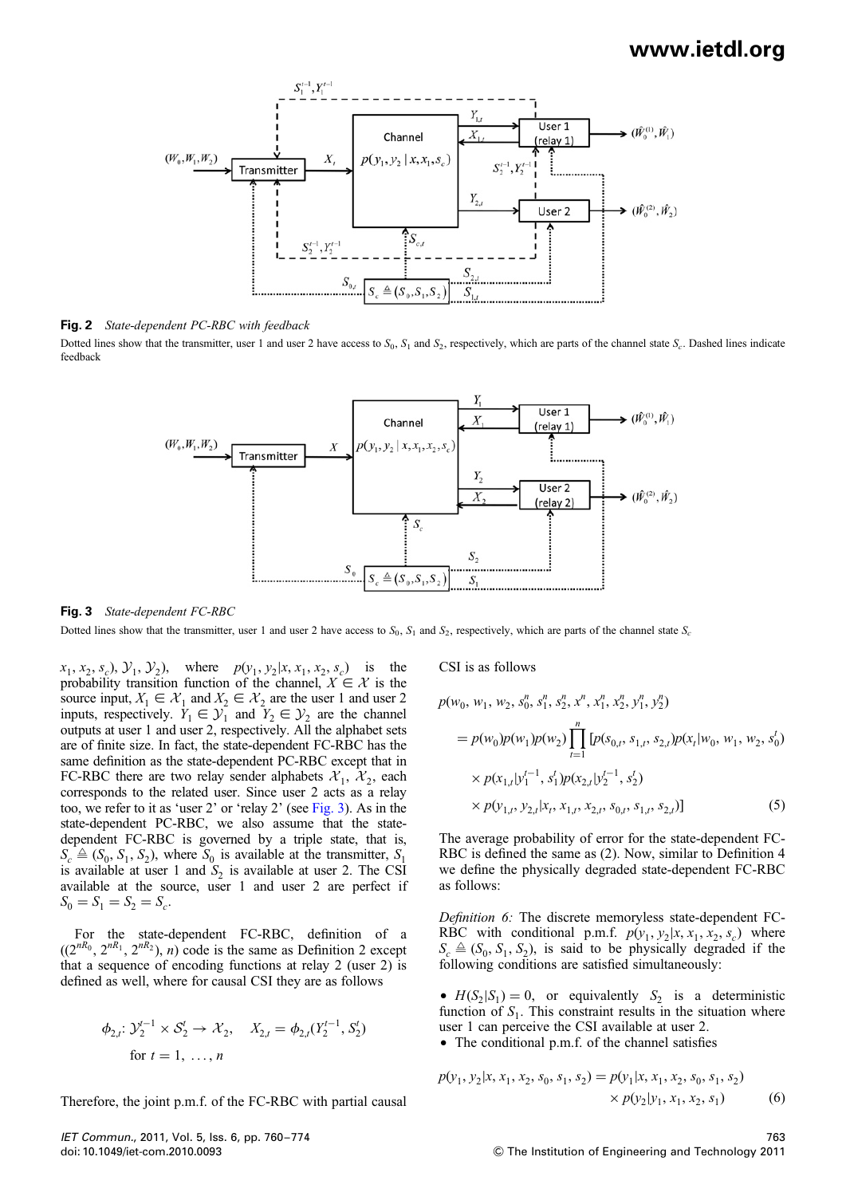**Fig. 2** *State-dependent PC-RBC with feedback*

Dotted lines show that the transmitter, user 1 and user 2 have access to $S_0$, $S_1$ and $S_2$, respectively, which are parts of the channel state $S_c$. Dashed lines indicate feedback

**Fig. 3** *State-dependent FC-RBC*

Dotted lines show that the transmitter, user 1 and user 2 have access to $S_0$, $S_1$ and $S_2$, respectively, which are parts of the channel state $S_c$

$x_1, x_2, s_c), \mathcal{Y}_1, \mathcal{Y}_2)$, where $p(y_1, y_2|x, x_1, x_2, s_c)$ is the probability transition function of the channel, $X \in \mathcal{X}$ is the source input, $X_1 \in \mathcal{X}_1$ and $X_2 \in \mathcal{X}_2$ are the user 1 and user 2 inputs, respectively. $Y_1 \in \mathcal{Y}_1$ and $Y_2 \in \mathcal{Y}_2$ are the channel outputs at user 1 and user 2, respectively. All the alphabet sets are of finite size. In fact, the state-dependent PC-RBC has the same definition as the state-dependent FC-RBC except that in FC-RBC there are two relay sender alphabets $\mathcal{X}_1$, $\mathcal{X}_2$, each corresponds to the related user. Since user 2 acts as a relay too, we refer to it as 'user 2' or 'relay 2' (see Fig. 3). As in the state-dependent PC-RBC, we also assume that the state-dependent FC-RBC is governed by a triple state, that is, $S_c \triangleq (S_0, S_1, S_2)$, where $S_0$ is available at the transmitter, $S_1$ is available at user 1 and $S_2$ is available at user 2. The CSI available at the source, user 1 and user 2 are perfect if $S_0 = S_1 = S_2 = S_c$.

For the state-dependent FC-RBC, definition of a $((2^{nR_0}, 2^{nR_1}, 2^{nR_2}), n)$ code is the same as Definition 2 except that a sequence of encoding functions at relay 2 (user 2) is defined as well, where for causal CSI they are as follows

$$\phi_{2,t}: \mathcal{Y}_2^{t-1} \times \mathcal{S}_2^t \to \mathcal{X}_2, \quad X_{2,t} = \phi_{2,t}(Y_2^{t-1}, S_2^t)$$
$$\text{for } t = 1, \ldots, n$$

Therefore, the joint p.m.f. of the FC-RBC with partial causal CSI is as follows

$$\begin{aligned}
p(w_0, w_1, w_2, s_0^n, s_1^n, s_2^n, x^n, x_1^n, x_2^n, y_1^n, y_2^n) \\
= p(w_0)p(w_1)p(w_2)\prod_{t=1}^{n}[p(s_{0,t}, s_{1,t}, s_{2,t})p(x_t|w_0, w_1, w_2, s_0^t) \\
\times p(x_{1,t}|y_1^{t-1}, s_1^t)p(x_{2,t}|y_2^{t-1}, s_2^t) \\
\times p(y_{1,t}, y_{2,t}|x_t, x_{1,t}, x_{2,t}, s_{0,t}, s_{1,t}, s_{2,t})]
\end{aligned} \tag{5}$$

The average probability of error for the state-dependent FC-RBC is defined the same as (2). Now, similar to Definition 4 we define the physically degraded state-dependent FC-RBC as follows:

*Definition 6:* The discrete memoryless state-dependent FC-RBC with conditional p.m.f. $p(y_1, y_2|x, x_1, x_2, s_c)$ where $S_c \triangleq (S_0, S_1, S_2)$, is said to be physically degraded if the following conditions are satisfied simultaneously:

- $H(S_2|S_1) = 0$, or equivalently $S_2$ is a deterministic function of $S_1$. This constraint results in the situation where user 1 can perceive the CSI available at user 2.
- The conditional p.m.f. of the channel satisfies

$$\begin{aligned}
p(y_1, y_2|x, x_1, x_2, s_0, s_1, s_2) = p(y_1|x, x_1, x_2, s_0, s_1, s_2) \\
\times p(y_2|y_1, x_1, x_2, s_1)
\end{aligned} \tag{6}$$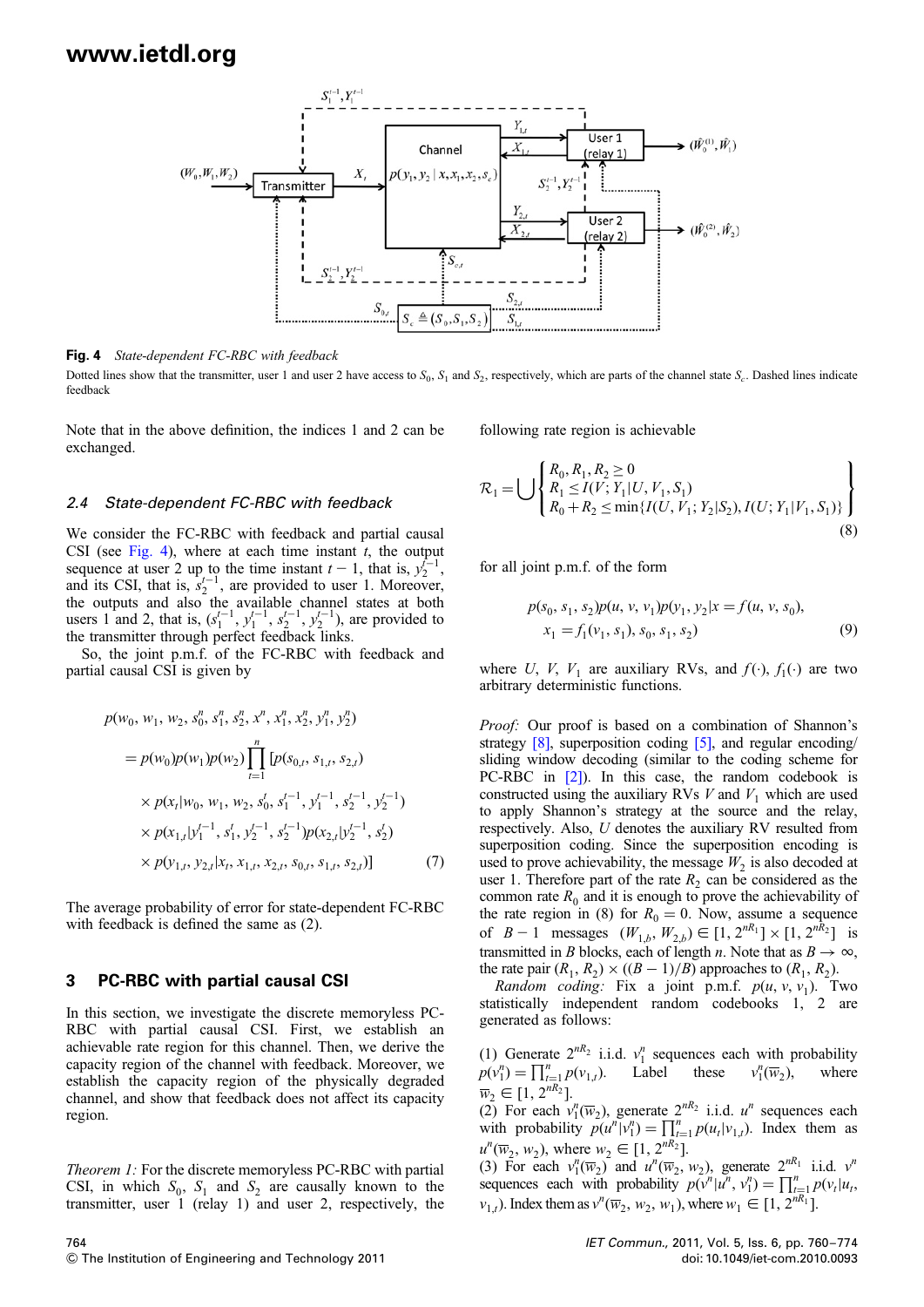**Fig. 4** *State-dependent FC-RBC with feedback*

Dotted lines show that the transmitter, user 1 and user 2 have access to $S_0$, $S_1$ and $S_2$, respectively, which are parts of the channel state $S_c$. Dashed lines indicate feedback

Note that in the above definition, the indices 1 and 2 can be exchanged.

### *2.4 State-dependent FC-RBC with feedback*

We consider the FC-RBC with feedback and partial causal CSI (see Fig. 4), where at each time instant $t$, the output sequence at user 2 up to the time instant $t-1$, that is, $y_2^{t-1}$, and its CSI, that is, $s_2^{t-1}$, are provided to user 1. Moreover, the outputs and also the available channel states at both users 1 and 2, that is, $(s_1^{t-1}, y_1^{t-1}, s_2^{t-1}, y_2^{t-1})$, are provided to the transmitter through perfect feedback links.

So, the joint p.m.f. of the FC-RBC with feedback and partial causal CSI is given by

$$
\begin{aligned}
&p(w_0, w_1, w_2, s_0^n, s_1^n, s_2^n, x^n, x_1^n, x_2^n, y_1^n, y_2^n) \\
&= p(w_0)p(w_1)p(w_2)\prod_{t=1}^{n}[p(s_{0,t}, s_{1,t}, s_{2,t}) \\
&\quad \times p(x_t|w_0, w_1, w_2, s_0^t, s_1^{t-1}, y_1^{t-1}, s_2^{t-1}, y_2^{t-1}) \\
&\quad \times p(x_{1,t}|y_1^{t-1}, s_1^t, y_2^{t-1}, s_2^{t-1})p(x_{2,t}|y_2^{t-1}, s_2^t) \\
&\quad \times p(y_{1,t}, y_{2,t}|x_t, x_{1,t}, x_{2,t}, s_{0,t}, s_{1,t}, s_{2,t})]
\end{aligned} \tag{7}
$$

The average probability of error for state-dependent FC-RBC with feedback is defined the same as (2).

## 3 PC-RBC with partial causal CSI

In this section, we investigate the discrete memoryless PC-RBC with partial causal CSI. First, we establish an achievable rate region for this channel. Then, we derive the capacity region of the channel with feedback. Moreover, we establish the capacity region of the physically degraded channel, and show that feedback does not affect its capacity region.

*Theorem 1:* For the discrete memoryless PC-RBC with partial CSI, in which $S_0$, $S_1$ and $S_2$ are causally known to the transmitter, user 1 (relay 1) and user 2, respectively, the following rate region is achievable

$$
\mathcal{R}_1 = \bigcup \left\{
\begin{array}{l}
R_0, R_1, R_2 \geq 0 \\
R_1 \leq I(V; Y_1|U, V_1, S_1) \\
R_0 + R_2 \leq \min\{I(U, V_1; Y_2|S_2), I(U; Y_1|V_1, S_1)\}
\end{array}
\right\} \tag{8}
$$

for all joint p.m.f. of the form

$$
\begin{aligned}
&p(s_0, s_1, s_2)p(u, v, v_1)p(y_1, y_2|x = f(u, v, s_0), \\
&x_1 = f_1(v_1, s_1), s_0, s_1, s_2)
\end{aligned} \tag{9}
$$

where $U$, $V$, $V_1$ are auxiliary RVs, and $f(\cdot)$, $f_1(\cdot)$ are two arbitrary deterministic functions.

*Proof:* Our proof is based on a combination of Shannon's strategy [8], superposition coding [5], and regular encoding/sliding window decoding (similar to the coding scheme for PC-RBC in [2]). In this case, the random codebook is constructed using the auxiliary RVs $V$ and $V_1$ which are used to apply Shannon's strategy at the source and the relay, respectively. Also, $U$ denotes the auxiliary RV resulted from superposition coding. Since the superposition encoding is used to prove achievability, the message $W_2$ is also decoded at user 1. Therefore part of the rate $R_2$ can be considered as the common rate $R_0$ and it is enough to prove the achievability of the rate region in (8) for $R_0 = 0$. Now, assume a sequence of $B-1$ messages $(W_{1,b}, W_{2,b}) \in [1, 2^{nR_1}] \times [1, 2^{nR_2}]$ is transmitted in $B$ blocks, each of length $n$. Note that as $B \to \infty$, the rate pair $(R_1, R_2) \times ((B-1)/B)$ approaches to $(R_1, R_2)$.

*Random coding:* Fix a joint p.m.f. $p(u, v, v_1)$. Two statistically independent random codebooks 1, 2 are generated as follows:

(1) Generate $2^{nR_2}$ i.i.d. $v_1^n$ sequences each with probability $p(v_1^n) = \prod_{t=1}^{n} p(v_{1,t})$. Label these $v_1^n(\overline{w}_2)$, where $\overline{w}_2 \in [1, 2^{nR_2}]$.
(2) For each $v_1^n(\overline{w}_2)$, generate $2^{nR_2}$ i.i.d. $u^n$ sequences each with probability $p(u^n|v_1^n) = \prod_{t=1}^{n} p(u_t|v_{1,t})$. Index them as $u^n(\overline{w}_2, w_2)$, where $w_2 \in [1, 2^{nR_2}]$.
(3) For each $v_1^n(\overline{w}_2)$ and $u^n(\overline{w}_2, w_2)$, generate $2^{nR_1}$ i.i.d. $v^n$ sequences each with probability $p(v^n|u^n, v_1^n) = \prod_{t=1}^{n} p(v_t|u_t, v_{1,t})$. Index them as $v^n(\overline{w}_2, w_2, w_1)$, where $w_1 \in [1, 2^{nR_1}]$.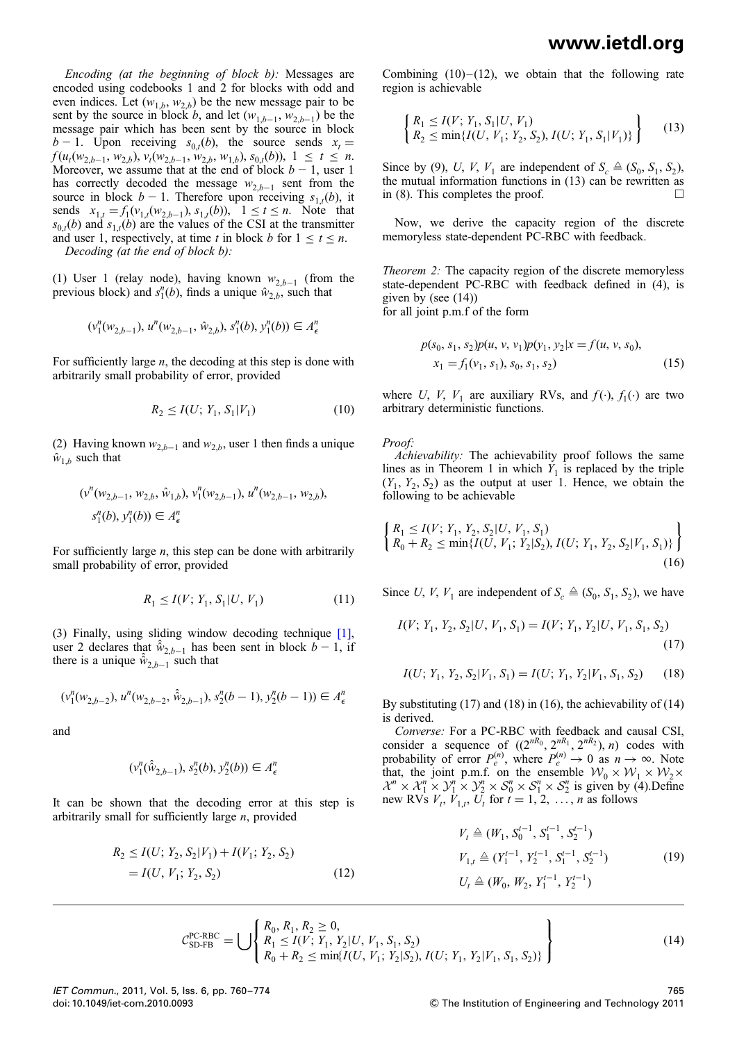*Encoding (at the beginning of block b):* Messages are encoded using codebooks 1 and 2 for blocks with odd and even indices. Let $(w_{1,b}, w_{2,b})$ be the new message pair to be sent by the source in block $b$, and let $(w_{1,b-1}, w_{2,b-1})$ be the message pair which has been sent by the source in block $b-1$. Upon receiving $s_{0,t}(b)$, the source sends $x_t = f(u_t(w_{2,b-1}, w_{2,b}), v_t(w_{2,b-1}, w_{2,b}, w_{1,b}), s_{0,t}(b))$, $1 \leq t \leq n$. Moreover, we assume that at the end of block $b-1$, user 1 has correctly decoded the message $w_{2,b-1}$ sent from the source in block $b-1$. Therefore upon receiving $s_{1,t}(b)$, it sends $x_{1,t} = f_1(v_{1,t}(w_{2,b-1}), s_{1,t}(b))$, $1 \leq t \leq n$. Note that $s_{0,t}(b)$ and $s_{1,t}(b)$ are the values of the CSI at the transmitter and user 1, respectively, at time $t$ in block $b$ for $1 \leq t \leq n$.

*Decoding (at the end of block b):*

(1) User 1 (relay node), having known $w_{2,b-1}$ (from the previous block) and $s_1^n(b)$, finds a unique $\hat{w}_{2,b}$, such that

$$(v_1^n(w_{2,b-1}), u^n(w_{2,b-1}, \hat{w}_{2,b}), s_1^n(b), y_1^n(b)) \in A_\epsilon^n$$

For sufficiently large $n$, the decoding at this step is done with arbitrarily small probability of error, provided

$$R_2 \leq I(U; Y_1, S_1|V_1) \tag{10}$$

(2) Having known $w_{2,b-1}$ and $w_{2,b}$, user 1 then finds a unique $\hat{w}_{1,b}$ such that

$$(v^n(w_{2,b-1}, w_{2,b}, \hat{w}_{1,b}), v_1^n(w_{2,b-1}), u^n(w_{2,b-1}, w_{2,b}), s_1^n(b), y_1^n(b)) \in A_\epsilon^n$$

For sufficiently large $n$, this step can be done with arbitrarily small probability of error, provided

$$R_1 \leq I(V; Y_1, S_1|U, V_1) \tag{11}$$

(3) Finally, using sliding window decoding technique [1], user 2 declares that $\hat{w}_{2,b-1}$ has been sent in block $b-1$, if there is a unique $\hat{\hat{w}}_{2,b-1}$ such that

$$(v_1^n(w_{2,b-2}), u^n(w_{2,b-2}, \hat{\hat{w}}_{2,b-1}), s_2^n(b-1), y_2^n(b-1)) \in A_\epsilon^n$$

and

$$(v_1^n(\hat{w}_{2,b-1}), s_2^n(b), y_2^n(b)) \in A_\epsilon^n$$

It can be shown that the decoding error at this step is arbitrarily small for sufficiently large $n$, provided

$$\begin{aligned} R_2 &\leq I(U; Y_2, S_2|V_1) + I(V_1; Y_2, S_2) \\ &= I(U, V_1; Y_2, S_2) \end{aligned} \tag{12}$$

Combining (10)–(12), we obtain that the following rate region is achievable

$$\left\{ \begin{array}{l} R_1 \leq I(V; Y_1, S_1|U, V_1) \\ R_2 \leq \min\{I(U, V_1; Y_2, S_2), I(U; Y_1, S_1|V_1)\} \end{array} \right\} \tag{13}$$

Since by (9), $U$, $V$, $V_1$ are independent of $S_c \triangleq (S_0, S_1, S_2)$, the mutual information functions in (13) can be rewritten as in (8). This completes the proof. □

Now, we derive the capacity region of the discrete memoryless state-dependent PC-RBC with feedback.

*Theorem 2:* The capacity region of the discrete memoryless state-dependent PC-RBC with feedback defined in (4), is given by (see (14))

for all joint p.m.f of the form

$$\begin{aligned} &p(s_0, s_1, s_2)p(u, v, v_1)p(y_1, y_2|x = f(u, v, s_0), \\ &x_1 = f_1(v_1, s_1), s_0, s_1, s_2) \end{aligned} \tag{15}$$

where $U$, $V$, $V_1$ are auxiliary RVs, and $f(\cdot)$, $f_1(\cdot)$ are two arbitrary deterministic functions.

*Proof:*

*Achievability:* The achievability proof follows the same lines as in Theorem 1 in which $Y_1$ is replaced by the triple $(Y_1, Y_2, S_2)$ as the output at user 1. Hence, we obtain the following to be achievable

$$\left\{ \begin{array}{l} R_1 \leq I(V; Y_1, Y_2, S_2|U, V_1, S_1) \\ R_0 + R_2 \leq \min\{I(U, V_1; Y_2|S_2), I(U; Y_1, Y_2, S_2|V_1, S_1)\} \end{array} \right\} \tag{16}$$

Since $U$, $V$, $V_1$ are independent of $S_c \triangleq (S_0, S_1, S_2)$, we have

$$I(V; Y_1, Y_2, S_2|U, V_1, S_1) = I(V; Y_1, Y_2|U, V_1, S_1, S_2) \tag{17}$$

$$I(U; Y_1, Y_2, S_2|V_1, S_1) = I(U; Y_1, Y_2|V_1, S_1, S_2) \tag{18}$$

By substituting (17) and (18) in (16), the achievability of (14) is derived.

*Converse:* For a PC-RBC with feedback and causal CSI, consider a sequence of $((2^{nR_0}, 2^{nR_1}, 2^{nR_2}), n)$ codes with probability of error $P_e^{(n)}$, where $P_e^{(n)} \to 0$ as $n \to \infty$. Note that, the joint p.m.f. on the ensemble $\mathcal{W}_0 \times \mathcal{W}_1 \times \mathcal{W}_2 \times \mathcal{X}^n \times \mathcal{X}_1^n \times \mathcal{Y}_1^n \times \mathcal{Y}_2^n \times \mathcal{S}_0^n \times \mathcal{S}_1^n \times \mathcal{S}_2^n$ is given by (4).Define new RVs $V_t$, $V_{1,t}$, $U_t$ for $t = 1, 2, \ldots, n$ as follows

$$\begin{aligned} V_t &\triangleq (W_1, S_0^{t-1}, S_1^{t-1}, S_2^{t-1}) \\ V_{1,t} &\triangleq (Y_1^{t-1}, Y_2^{t-1}, S_1^{t-1}, S_2^{t-1}) \\ U_t &\triangleq (W_0, W_2, Y_1^{t-1}, Y_2^{t-1}) \end{aligned} \tag{19}$$

$$C_{\text{SD-FB}}^{\text{PC-RBC}} = \bigcup \left\{ \begin{array}{l} R_0, R_1, R_2 \geq 0, \\ R_1 \leq I(V; Y_1, Y_2|U, V_1, S_1, S_2) \\ R_0 + R_2 \leq \min\{I(U, V_1; Y_2|S_2), I(U; Y_1, Y_2|V_1, S_1, S_2)\} \end{array} \right\} \tag{14}$$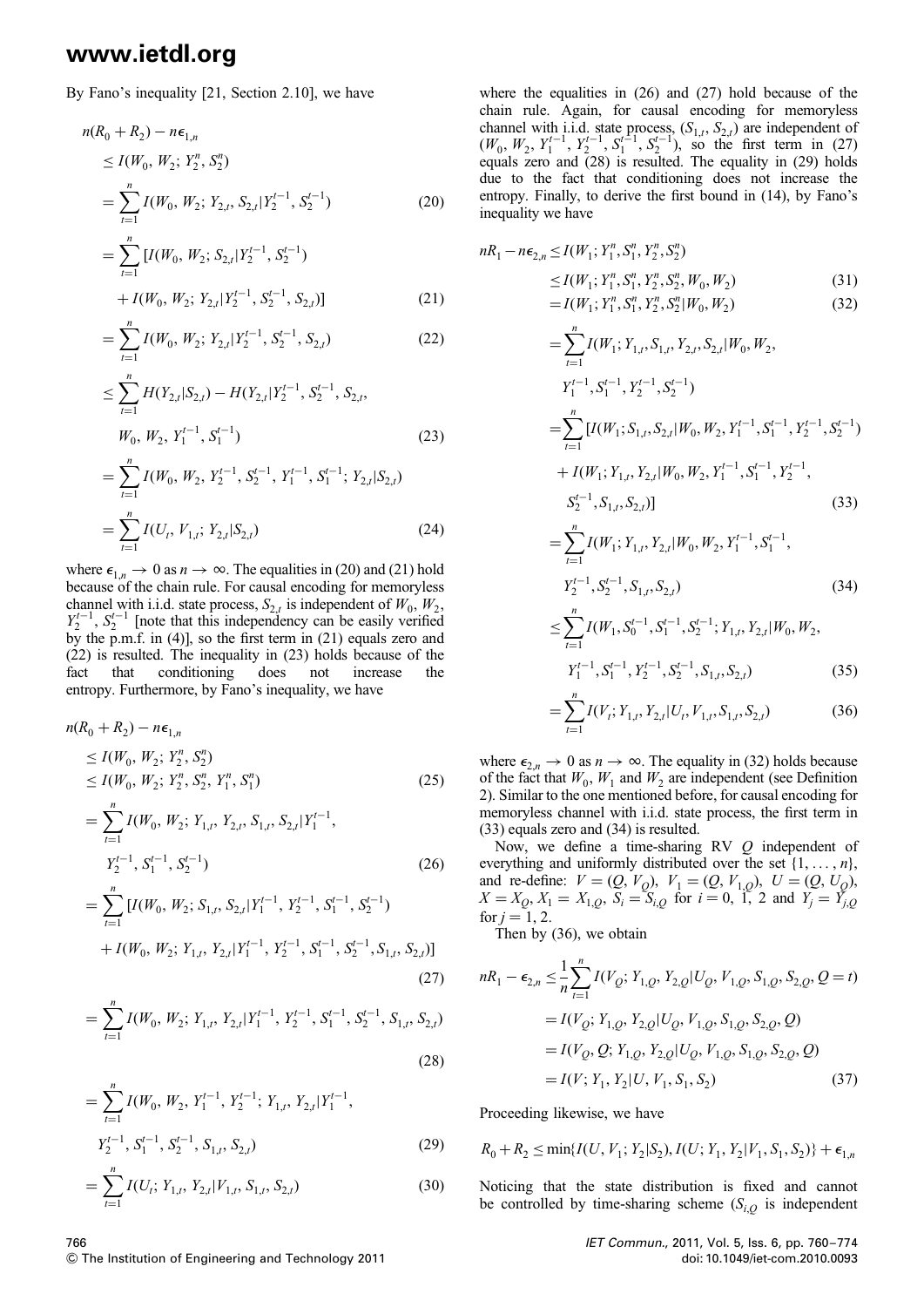By Fano's inequality [21, Section 2.10], we have

$$
\begin{aligned}
n(R_0 + R_2) - n\epsilon_{1,n} &\le I(W_0, W_2; Y_2^n, S_2^n) \\
&= \sum_{t=1}^{n} I(W_0, W_2; Y_{2,t}, S_{2,t} | Y_2^{t-1}, S_2^{t-1}) \qquad (20) \\
&= \sum_{t=1}^{n} [I(W_0, W_2; S_{2,t} | Y_2^{t-1}, S_2^{t-1}) \\
&\quad + I(W_0, W_2; Y_{2,t} | Y_2^{t-1}, S_2^{t-1}, S_{2,t})] \qquad (21) \\
&= \sum_{t=1}^{n} I(W_0, W_2; Y_{2,t} | Y_2^{t-1}, S_2^{t-1}, S_{2,t}) \qquad (22) \\
&\le \sum_{t=1}^{n} H(Y_{2,t}|S_{2,t}) - H(Y_{2,t}|Y_2^{t-1}, S_2^{t-1}, S_{2,t}, \\
&\quad W_0, W_2, Y_1^{t-1}, S_1^{t-1}) \qquad (23) \\
&= \sum_{t=1}^{n} I(W_0, W_2, Y_2^{t-1}, S_2^{t-1}, Y_1^{t-1}, S_1^{t-1}; Y_{2,t}|S_{2,t}) \\
&= \sum_{t=1}^{n} I(U_t, V_{1,t}; Y_{2,t}|S_{2,t}) \qquad (24)
\end{aligned}
$$

where $\epsilon_{1,n} \to 0$ as $n \to \infty$. The equalities in (20) and (21) hold because of the chain rule. For causal encoding for memoryless channel with i.i.d. state process, $S_{2,t}$ is independent of $W_0$, $W_2$, $Y_2^{t-1}$, $S_2^{t-1}$ [note that this independency can be easily verified by the p.m.f. in (4)], so the first term in (21) equals zero and (22) is resulted. The inequality in (23) holds because of the fact that conditioning does not increase the entropy. Furthermore, by Fano's inequality, we have

$$
\begin{aligned}
n(R_0 + R_2) - n\epsilon_{1,n} &\le I(W_0, W_2; Y_2^n, S_2^n) \\
&\le I(W_0, W_2; Y_2^n, S_2^n, Y_1^n, S_1^n) \qquad (25) \\
&= \sum_{t=1}^{n} I(W_0, W_2; Y_{1,t}, Y_{2,t}, S_{1,t}, S_{2,t}|Y_1^{t-1}, \\
&\quad Y_2^{t-1}, S_1^{t-1}, S_2^{t-1}) \qquad (26) \\
&= \sum_{t=1}^{n} [I(W_0, W_2; S_{1,t}, S_{2,t}|Y_1^{t-1}, Y_2^{t-1}, S_1^{t-1}, S_2^{t-1}) \\
&\quad + I(W_0, W_2; Y_{1,t}, Y_{2,t}|Y_1^{t-1}, Y_2^{t-1}, S_1^{t-1}, S_2^{t-1}, S_{1,t}, S_{2,t})] \qquad (27) \\
&= \sum_{t=1}^{n} I(W_0, W_2; Y_{1,t}, Y_{2,t}|Y_1^{t-1}, Y_2^{t-1}, S_1^{t-1}, S_2^{t-1}, S_{1,t}, S_{2,t}) \qquad (28) \\
&= \sum_{t=1}^{n} I(W_0, W_2, Y_1^{t-1}, Y_2^{t-1}; Y_{1,t}, Y_{2,t}|Y_1^{t-1}, \\
&\quad Y_2^{t-1}, S_1^{t-1}, S_2^{t-1}, S_{1,t}, S_{2,t}) \qquad (29) \\
&= \sum_{t=1}^{n} I(U_t; Y_{1,t}, Y_{2,t}|V_{1,t}, S_{1,t}, S_{2,t}) \qquad (30)
\end{aligned}
$$

where the equalities in (26) and (27) hold because of the chain rule. Again, for causal encoding for memoryless channel with i.i.d. state process, $(S_{1,t}, S_{2,t})$ are independent of $(W_0, W_2, Y_1^{t-1}, Y_2^{t-1}, S_1^{t-1}, S_2^{t-1})$, so the first term in (27) equals zero and (28) is resulted. The equality in (29) holds due to the fact that conditioning does not increase the entropy. Finally, to derive the first bound in (14), by Fano's inequality we have

$$
\begin{aligned}
nR_1 - n\epsilon_{2,n} &\le I(W_1; Y_1^n, S_1^n, Y_2^n, S_2^n) \\
&\le I(W_1; Y_1^n, S_1^n, Y_2^n, S_2^n, W_0, W_2) \qquad (31) \\
&= I(W_1; Y_1^n, S_1^n, Y_2^n, S_2^n|W_0, W_2) \qquad (32) \\
&= \sum_{t=1}^{n} I(W_1; Y_{1,t}, S_{1,t}, Y_{2,t}, S_{2,t}|W_0, W_2, \\
&\quad Y_1^{t-1}, S_1^{t-1}, Y_2^{t-1}, S_2^{t-1}) \\
&= \sum_{t=1}^{n} [I(W_1; S_{1,t}, S_{2,t}|W_0, W_2, Y_1^{t-1}, S_1^{t-1}, Y_2^{t-1}, S_2^{t-1}) \\
&\quad + I(W_1; Y_{1,t}, Y_{2,t}|W_0, W_2, Y_1^{t-1}, S_1^{t-1}, Y_2^{t-1}, \\
&\quad S_2^{t-1}, S_{1,t}, S_{2,t})] \qquad (33) \\
&= \sum_{t=1}^{n} I(W_1; Y_{1,t}, Y_{2,t}|W_0, W_2, Y_1^{t-1}, S_1^{t-1}, \\
&\quad Y_2^{t-1}, S_2^{t-1}, S_{1,t}, S_{2,t}) \qquad (34) \\
&\le \sum_{t=1}^{n} I(W_1, S_0^{t-1}, S_1^{t-1}, S_2^{t-1}; Y_{1,t}, Y_{2,t}|W_0, W_2, \\
&\quad Y_1^{t-1}, S_1^{t-1}, Y_2^{t-1}, S_2^{t-1}, S_{1,t}, S_{2,t}) \qquad (35) \\
&= \sum_{t=1}^{n} I(V_t; Y_{1,t}, Y_{2,t}|U_t, V_{1,t}, S_{1,t}, S_{2,t}) \qquad (36)
\end{aligned}
$$

where $\epsilon_{2,n} \to 0$ as $n \to \infty$. The equality in (32) holds because of the fact that $W_0$, $W_1$ and $W_2$ are independent (see Definition 2). Similar to the one mentioned before, for causal encoding for memoryless channel with i.i.d. state process, the first term in (33) equals zero and (34) is resulted.

Now, we define a time-sharing RV $Q$ independent of everything and uniformly distributed over the set $\{1, \ldots, n\}$, and re-define: $V = (Q, V_Q)$, $V_1 = (Q, V_{1,Q})$, $U = (Q, U_Q)$, $X = X_Q, X_1 = X_{1,Q}$, $S_i = S_{i,Q}$ for $i = 0, 1, 2$ and $Y_j = Y_{j,Q}$ for $j = 1, 2$.

Then by (36), we obtain

$$
\begin{aligned}
nR_1 - \epsilon_{2,n} &\le \frac{1}{n}\sum_{t=1}^{n} I(V_Q; Y_{1,Q}, Y_{2,Q}|U_Q, V_{1,Q}, S_{1,Q}, S_{2,Q}, Q = t) \\
&= I(V_Q; Y_{1,Q}, Y_{2,Q}|U_Q, V_{1,Q}, S_{1,Q}, S_{2,Q}, Q) \\
&= I(V_Q, Q; Y_{1,Q}, Y_{2,Q}|U_Q, V_{1,Q}, S_{1,Q}, S_{2,Q}, Q) \\
&= I(V; Y_1, Y_2|U, V_1, S_1, S_2) \qquad (37)
\end{aligned}
$$

Proceeding likewise, we have

$$
R_0 + R_2 \le \min\{I(U, V_1; Y_2|S_2), I(U; Y_1, Y_2|V_1, S_1, S_2)\} + \epsilon_{1,n}
$$

Noticing that the state distribution is fixed and cannot be controlled by time-sharing scheme ($S_{i,Q}$ is independent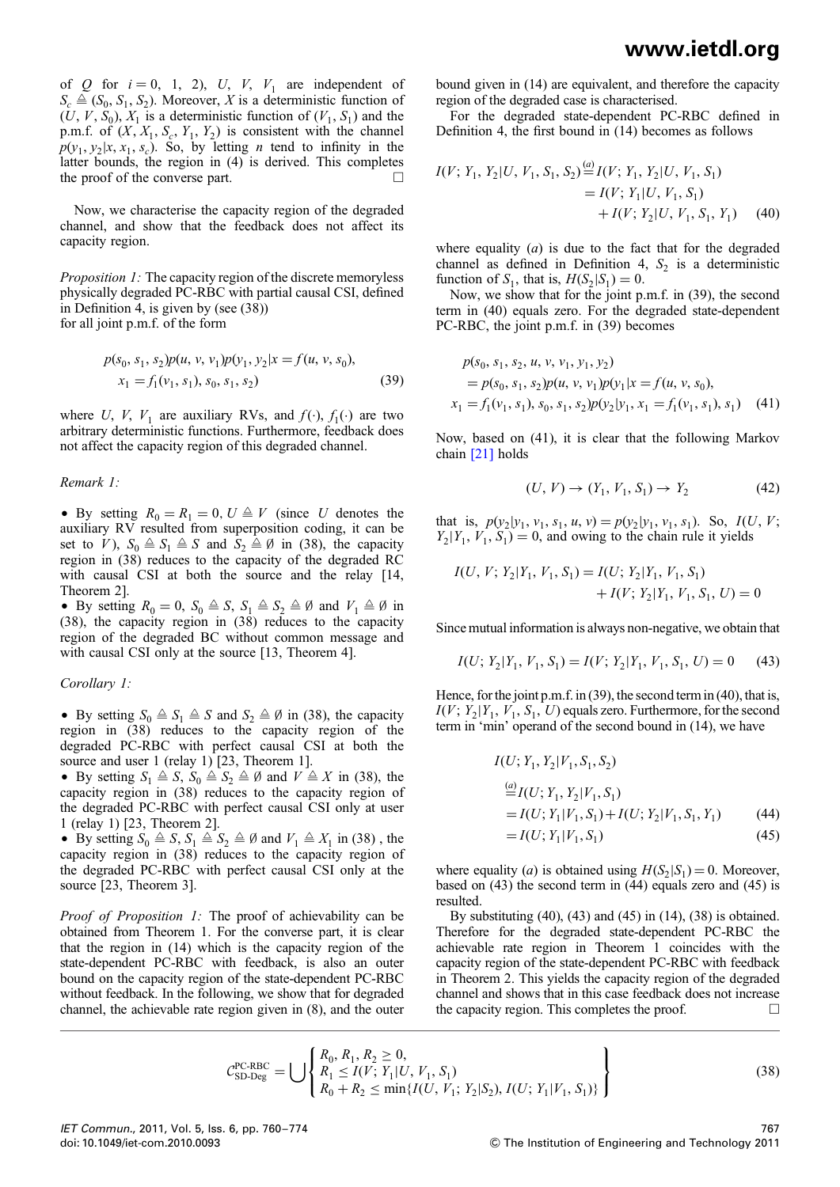of $Q$ for $i = 0, 1, 2$), $U$, $V$, $V_1$ are independent of $S_c \triangleq (S_0, S_1, S_2)$. Moreover, $X$ is a deterministic function of $(U, V, S_0)$, $X_1$ is a deterministic function of $(V_1, S_1)$ and the p.m.f. of $(X, X_1, S_c, Y_1, Y_2)$ is consistent with the channel $p(y_1, y_2|x, x_1, s_c)$. So, by letting $n$ tend to infinity in the latter bounds, the region in (4) is derived. This completes the proof of the converse part. □

Now, we characterise the capacity region of the degraded channel, and show that the feedback does not affect its capacity region.

*Proposition 1:* The capacity region of the discrete memoryless physically degraded PC-RBC with partial causal CSI, defined in Definition 4, is given by (see (38)) for all joint p.m.f. of the form

$$p(s_0, s_1, s_2)p(u, v, v_1)p(y_1, y_2|x = f(u, v, s_0),\\ x_1 = f_1(v_1, s_1), s_0, s_1, s_2) \tag{39}$$

where $U$, $V$, $V_1$ are auxiliary RVs, and $f(\cdot)$, $f_1(\cdot)$ are two arbitrary deterministic functions. Furthermore, feedback does not affect the capacity region of this degraded channel.

*Remark 1:*

- By setting $R_0 = R_1 = 0$, $U \triangleq V$ (since $U$ denotes the auxiliary RV resulted from superposition coding, it can be set to $V$), $S_0 \triangleq S_1 \triangleq S$ and $S_2 \triangleq \emptyset$ in (38), the capacity region in (38) reduces to the capacity of the degraded RC with causal CSI at both the source and the relay [14, Theorem 2].
- By setting $R_0 = 0$, $S_0 \triangleq S$, $S_1 \triangleq S_2 \triangleq \emptyset$ and $V_1 \triangleq \emptyset$ in (38), the capacity region in (38) reduces to the capacity region of the degraded BC without common message and with causal CSI only at the source [13, Theorem 4].

*Corollary 1:*

- By setting $S_0 \triangleq S_1 \triangleq S$ and $S_2 \triangleq \emptyset$ in (38), the capacity region in (38) reduces to capacity region of the degraded PC-RBC with perfect causal CSI at both the source and user 1 (relay 1) [23, Theorem 1].
- By setting $S_1 \triangleq S$, $S_0 \triangleq S_2 \triangleq \emptyset$ and $V \triangleq X$ in (38), the capacity region in (38) reduces to the capacity region of the degraded PC-RBC with perfect causal CSI only at user 1 (relay 1) [23, Theorem 2].
- By setting $S_0 \triangleq S$, $S_1 \triangleq S_2 \triangleq \emptyset$ and $V_1 \triangleq X_1$ in (38) , the capacity region in (38) reduces to the capacity region of the degraded PC-RBC with perfect causal CSI only at the source [23, Theorem 3].

*Proof of Proposition 1:* The proof of achievability can be obtained from Theorem 1. For the converse part, it is clear that the region in (14) which is the capacity region of the state-dependent PC-RBC with feedback, is also an outer bound on the capacity region of the state-dependent PC-RBC without feedback. In the following, we show that for degraded channel, the achievable rate region given in (8), and the outer bound given in (14) are equivalent, and therefore the capacity region of the degraded case is characterised.

For the degraded state-dependent PC-RBC defined in Definition 4, the first bound in (14) becomes as follows

$$\begin{aligned} I(V; Y_1, Y_2|U, V_1, S_1, S_2) &\stackrel{(a)}{=} I(V; Y_1, Y_2|U, V_1, S_1) \\ &= I(V; Y_1|U, V_1, S_1) \\ &\quad + I(V; Y_2|U, V_1, S_1, Y_1) \end{aligned} \tag{40}$$

where equality $(a)$ is due to the fact that for the degraded channel as defined in Definition 4, $S_2$ is a deterministic function of $S_1$, that is, $H(S_2|S_1) = 0$.

Now, we show that for the joint p.m.f. in (39), the second term in (40) equals zero. For the degraded state-dependent PC-RBC, the joint p.m.f. in (39) becomes

$$\begin{aligned} &p(s_0, s_1, s_2, u, v, v_1, y_1, y_2) \\ &= p(s_0, s_1, s_2)p(u, v, v_1)p(y_1|x = f(u, v, s_0), \\ &x_1 = f_1(v_1, s_1), s_0, s_1, s_2)p(y_2|y_1, x_1 = f_1(v_1, s_1), s_1) \end{aligned} \tag{41}$$

Now, based on (41), it is clear that the following Markov chain [21] holds

$$(U, V) \to (Y_1, V_1, S_1) \to Y_2 \tag{42}$$

that is, $p(y_2|y_1, v_1, s_1, u, v) = p(y_2|y_1, v_1, s_1)$. So, $I(U, V; Y_2|Y_1, V_1, S_1) = 0$, and owing to the chain rule it yields

$$\begin{aligned} I(U, V; Y_2|Y_1, V_1, S_1) &= I(U; Y_2|Y_1, V_1, S_1) \\ &\quad + I(V; Y_2|Y_1, V_1, S_1, U) = 0 \end{aligned}$$

Since mutual information is always non-negative, we obtain that

$$I(U; Y_2|Y_1, V_1, S_1) = I(V; Y_2|Y_1, V_1, S_1, U) = 0 \tag{43}$$

Hence, for the joint p.m.f. in (39), the second term in (40), that is, $I(V; Y_2|Y_1, V_1, S_1, U)$ equals zero. Furthermore, for the second term in 'min' operand of the second bound in (14), we have

$$\begin{aligned} &I(U; Y_1, Y_2|V_1, S_1, S_2) \\ &\stackrel{(a)}{=} I(U; Y_1, Y_2|V_1, S_1) \\ &= I(U; Y_1|V_1, S_1) + I(U; Y_2|V_1, S_1, Y_1) \qquad (44) \\ &= I(U; Y_1|V_1, S_1) \qquad (45) \end{aligned}$$

where equality $(a)$ is obtained using $H(S_2|S_1) = 0$. Moreover, based on (43) the second term in (44) equals zero and (45) is resulted.

By substituting (40), (43) and (45) in (14), (38) is obtained. Therefore for the degraded state-dependent PC-RBC the achievable rate region in Theorem 1 coincides with the capacity region of the state-dependent PC-RBC with feedback in Theorem 2. This yields the capacity region of the degraded channel and shows that in this case feedback does not increase the capacity region. This completes the proof. □

$$\mathcal{C}_{\text{SD-Deg}}^{\text{PC-RBC}} = \bigcup \left\{ \begin{array}{l} R_0, R_1, R_2 \geq 0, \\ R_1 \leq I(V; Y_1|U, V_1, S_1) \\ R_0 + R_2 \leq \min\{I(U, V_1; Y_2|S_2), I(U; Y_1|V_1, S_1)\} \end{array} \right\} \tag{38}$$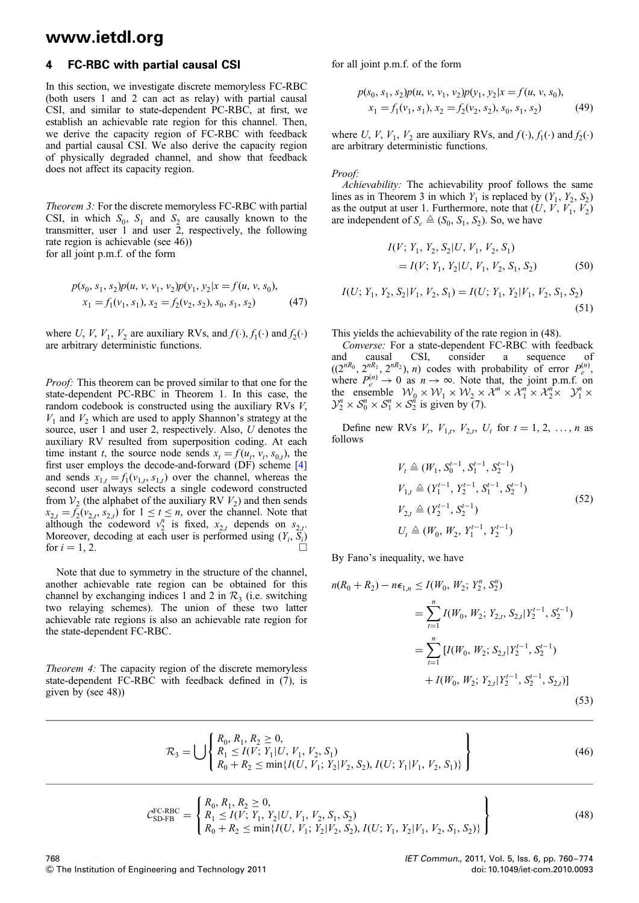## 4 FC-RBC with partial causal CSI

In this section, we investigate discrete memoryless FC-RBC (both users 1 and 2 can act as relay) with partial causal CSI, and similar to state-dependent PC-RBC, at first, we establish an achievable rate region for this channel. Then, we derive the capacity region of FC-RBC with feedback and partial causal CSI. We also derive the capacity region of physically degraded channel, and show that feedback does not affect its capacity region.

*Theorem 3:* For the discrete memoryless FC-RBC with partial CSI, in which $S_0$, $S_1$ and $S_2$ are causally known to the transmitter, user 1 and user 2, respectively, the following rate region is achievable (see 46))
for all joint p.m.f. of the form

$$p(s_0, s_1, s_2)p(u, v, v_1, v_2)p(y_1, y_2|x = f(u, v, s_0), \\ x_1 = f_1(v_1, s_1), x_2 = f_2(v_2, s_2), s_0, s_1, s_2) \tag{47}$$

where $U$, $V$, $V_1$, $V_2$ are auxiliary RVs, and $f(\cdot)$, $f_1(\cdot)$ and $f_2(\cdot)$ are arbitrary deterministic functions.

*Proof:* This theorem can be proved similar to that one for the state-dependent PC-RBC in Theorem 1. In this case, the random codebook is constructed using the auxiliary RVs $V$, $V_1$ and $V_2$ which are used to apply Shannon's strategy at the source, user 1 and user 2, respectively. Also, $U$ denotes the auxiliary RV resulted from superposition coding. At each time instant $t$, the source node sends $x_t = f(u_t, v_t, s_{0,t})$, the first user employs the decode-and-forward (DF) scheme [4] and sends $x_{1,t} = f_1(v_{1,t}, s_{1,t})$ over the channel, whereas the second user always selects a single codeword constructed from $\mathcal{V}_2$ (the alphabet of the auxiliary RV $V_2$) and then sends $x_{2,t} = f_2(v_{2,t}, s_{2,t})$ for $1 \le t \le n$, over the channel. Note that although the codeword $v_2^n$ is fixed, $x_{2,t}$ depends on $s_{2,t}$. Moreover, decoding at each user is performed using $(Y_i, S_i)$ for $i = 1, 2$. □

Note that due to symmetry in the structure of the channel, another achievable rate region can be obtained for this channel by exchanging indices 1 and 2 in $\mathcal{R}_3$ (i.e. switching two relaying schemes). The union of these two latter achievable rate regions is also an achievable rate region for the state-dependent FC-RBC.

*Theorem 4:* The capacity region of the discrete memoryless state-dependent FC-RBC with feedback defined in (7), is given by (see 48))
for all joint p.m.f. of the form

$$p(s_0, s_1, s_2)p(u, v, v_1, v_2)p(y_1, y_2|x = f(u, v, s_0), \\ x_1 = f_1(v_1, s_1), x_2 = f_2(v_2, s_2), s_0, s_1, s_2) \tag{49}$$

where $U$, $V$, $V_1$, $V_2$ are auxiliary RVs, and $f(\cdot)$, $f_1(\cdot)$ and $f_2(\cdot)$ are arbitrary deterministic functions.

*Proof:*

*Achievability:* The achievability proof follows the same lines as in Theorem 3 in which $Y_1$ is replaced by $(Y_1, Y_2, S_2)$ as the output at user 1. Furthermore, note that $(U, V, V_1, V_2)$ are independent of $S_c \triangleq (S_0, S_1, S_2)$. So, we have

$$I(V; Y_1, Y_2, S_2|U, V_1, V_2, S_1) \\ = I(V; Y_1, Y_2|U, V_1, V_2, S_1, S_2) \tag{50}$$

$$I(U; Y_1, Y_2, S_2|V_1, V_2, S_1) = I(U; Y_1, Y_2|V_1, V_2, S_1, S_2) \tag{51}$$

This yields the achievability of the rate region in (48).

*Converse:* For a state-dependent FC-RBC with feedback and causal CSI, consider a sequence of $((2^{nR_0}, 2^{nR_1}, 2^{nR_2}), n)$ codes with probability of error $P_e^{(n)}$, where $P_e^{(n)} \to 0$ as $n \to \infty$. Note that, the joint p.m.f. on the ensemble $\mathcal{W}_0 \times \mathcal{W}_1 \times \mathcal{W}_2 \times \mathcal{X}^n \times \mathcal{X}_1^n \times \mathcal{X}_2^n \times \mathcal{Y}_1^n \times \mathcal{Y}_2^n \times \mathcal{S}_0^n \times \mathcal{S}_1^n \times \mathcal{S}_2^n$ is given by (7).

Define new RVs $V_t$, $V_{1,t}$, $V_{2,t}$, $U_t$ for $t = 1, 2, \ldots, n$ as follows

$$\begin{aligned} V_t &\triangleq (W_1, S_0^{t-1}, S_1^{t-1}, S_2^{t-1}) \\ V_{1,t} &\triangleq (Y_1^{t-1}, Y_2^{t-1}, S_1^{t-1}, S_2^{t-1}) \\ V_{2,t} &\triangleq (Y_2^{t-1}, S_2^{t-1}) \\ U_t &\triangleq (W_0, W_2, Y_1^{t-1}, Y_2^{t-1}) \end{aligned} \tag{52}$$

By Fano's inequality, we have

$$\begin{aligned} n(R_0 + R_2) - n\epsilon_{1,n} &\le I(W_0, W_2; Y_2^n, S_2^n) \\ &= \sum_{t=1}^{n} I(W_0, W_2; Y_{2,t}, S_{2,t}|Y_2^{t-1}, S_2^{t-1}) \\ &= \sum_{t=1}^{n} [I(W_0, W_2; S_{2,t}|Y_2^{t-1}, S_2^{t-1}) \\ &\quad + I(W_0, W_2; Y_{2,t}|Y_2^{t-1}, S_2^{t-1}, S_{2,t})] \end{aligned} \tag{53}$$

$$\mathcal{R}_3 = \bigcup \left\{ \begin{array}{l} R_0, R_1, R_2 \ge 0, \\ R_1 \le I(V; Y_1|U, V_1, V_2, S_1) \\ R_0 + R_2 \le \min\{I(U, V_1; Y_2|V_2, S_2), I(U; Y_1|V_1, V_2, S_1)\} \end{array} \right\} \tag{46}$$

$$\mathcal{C}_{\text{SD-FB}}^{\text{FC-RBC}} = \left\{ \begin{array}{l} R_0, R_1, R_2 \ge 0, \\ R_1 \le I(V; Y_1, Y_2|U, V_1, V_2, S_1, S_2) \\ R_0 + R_2 \le \min\{I(U, V_1; Y_2|V_2, S_2), I(U; Y_1, Y_2|V_1, V_2, S_1, S_2)\} \end{array} \right\} \tag{48}$$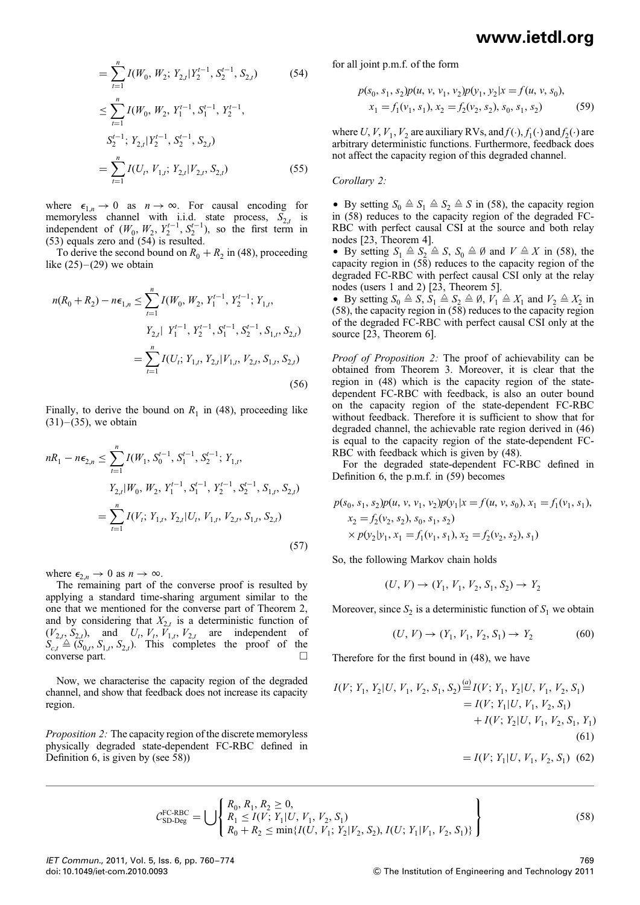$$= \sum_{t=1}^{n} I(W_0, W_2; Y_{2,t}|Y_2^{t-1}, S_2^{t-1}, S_{2,t}) \tag{54}$$

$$\leq \sum_{t=1}^{n} I(W_0, W_2, Y_1^{t-1}, S_1^{t-1}, Y_2^{t-1}, S_2^{t-1}; Y_{2,t}|Y_2^{t-1}, S_2^{t-1}, S_{2,t})$$

$$= \sum_{t=1}^{n} I(U_t, V_{1,t}; Y_{2,t}|V_{2,t}, S_{2,t}) \tag{55}$$

where $\epsilon_{1,n} \to 0$ as $n \to \infty$. For causal encoding for memoryless channel with i.i.d. state process, $S_{2,t}$ is independent of $(W_0, W_2, Y_2^{t-1}, S_2^{t-1})$, so the first term in (53) equals zero and (54) is resulted.

To derive the second bound on $R_0 + R_2$ in (48), proceeding like (25)–(29) we obtain

$$n(R_0 + R_2) - n\epsilon_{1,n} \leq \sum_{t=1}^{n} I(W_0, W_2, Y_1^{t-1}, Y_2^{t-1}; Y_{1,t}, Y_{2,t}|\ Y_1^{t-1}, Y_2^{t-1}, S_1^{t-1}, S_2^{t-1}, S_{1,t}, S_{2,t})$$

$$= \sum_{t=1}^{n} I(U_t; Y_{1,t}, Y_{2,t}|V_{1,t}, V_{2,t}, S_{1,t}, S_{2,t}) \tag{56}$$

Finally, to derive the bound on $R_1$ in (48), proceeding like (31)–(35), we obtain

$$nR_1 - n\epsilon_{2,n} \leq \sum_{t=1}^{n} I(W_1, S_0^{t-1}, S_1^{t-1}, S_2^{t-1}; Y_{1,t}, Y_{2,t}|W_0, W_2, Y_1^{t-1}, S_1^{t-1}, Y_2^{t-1}, S_2^{t-1}, S_{1,t}, S_{2,t})$$

$$= \sum_{t=1}^{n} I(V_t; Y_{1,t}, Y_{2,t}|U_t, V_{1,t}, V_{2,t}, S_{1,t}, S_{2,t}) \tag{57}$$

where $\epsilon_{2,n} \to 0$ as $n \to \infty$.

The remaining part of the converse proof is resulted by applying a standard time-sharing argument similar to the one that we mentioned for the converse part of Theorem 2, and by considering that $X_{2,t}$ is a deterministic function of $(V_{2,t}, S_{2,t})$, and $U_t, V_t, V_{1,t}, V_{2,t}$ are independent of $S_{c,t} \triangleq (S_{0,t}, S_{1,t}, S_{2,t})$. This completes the proof of the converse part. □

Now, we characterise the capacity region of the degraded channel, and show that feedback does not increase its capacity region.

*Proposition 2:* The capacity region of the discrete memoryless physically degraded state-dependent FC-RBC defined in Definition 6, is given by (see 58))

$$C_{\text{SD-Deg}}^{\text{FC-RBC}} = \bigcup \left\{ \begin{array}{l} R_0, R_1, R_2 \geq 0, \\ R_1 \leq I(V; Y_1|U, V_1, V_2, S_1) \\ R_0 + R_2 \leq \min\{I(U, V_1; Y_2|V_2, S_2), I(U; Y_1|V_1, V_2, S_1)\} \end{array} \right\} \tag{58}$$

for all joint p.m.f. of the form

$$p(s_0, s_1, s_2)p(u, v, v_1, v_2)p(y_1, y_2|x = f(u, v, s_0), x_1 = f_1(v_1, s_1), x_2 = f_2(v_2, s_2), s_0, s_1, s_2) \tag{59}$$

where $U, V, V_1, V_2$ are auxiliary RVs, and $f(\cdot)$, $f_1(\cdot)$ and $f_2(\cdot)$ are arbitrary deterministic functions. Furthermore, feedback does not affect the capacity region of this degraded channel.

*Corollary 2:*

- By setting $S_0 \triangleq S_1 \triangleq S_2 \triangleq S$ in (58), the capacity region in (58) reduces to the capacity region of the degraded FC-RBC with perfect causal CSI at the source and both relay nodes [23, Theorem 4].
- By setting $S_1 \triangleq S_2 \triangleq S$, $S_0 \triangleq \emptyset$ and $V \triangleq X$ in (58), the capacity region in (58) reduces to the capacity region of the degraded FC-RBC with perfect causal CSI only at the relay nodes (users 1 and 2) [23, Theorem 5].
- By setting $S_0 \triangleq S$, $S_1 \triangleq S_2 \triangleq \emptyset$, $V_1 \triangleq X_1$ and $V_2 \triangleq X_2$ in (58), the capacity region in (58) reduces to the capacity region of the degraded FC-RBC with perfect causal CSI only at the source [23, Theorem 6].

*Proof of Proposition 2:* The proof of achievability can be obtained from Theorem 3. Moreover, it is clear that the region in (48) which is the capacity region of the state-dependent FC-RBC with feedback, is also an outer bound on the capacity region of the state-dependent FC-RBC without feedback. Therefore it is sufficient to show that for degraded channel, the achievable rate region derived in (46) is equal to the capacity region of the state-dependent FC-RBC with feedback which is given by (48).

For the degraded state-dependent FC-RBC defined in Definition 6, the p.m.f. in (59) becomes

$$p(s_0, s_1, s_2)p(u, v, v_1, v_2)p(y_1|x = f(u, v, s_0), x_1 = f_1(v_1, s_1), x_2 = f_2(v_2, s_2), s_0, s_1, s_2) \times p(y_2|y_1, x_1 = f_1(v_1, s_1), x_2 = f_2(v_2, s_2), s_1)$$

So, the following Markov chain holds

$$(U, V) \to (Y_1, V_1, V_2, S_1, S_2) \to Y_2$$

Moreover, since $S_2$ is a deterministic function of $S_1$ we obtain

$$(U, V) \to (Y_1, V_1, V_2, S_1) \to Y_2 \tag{60}$$

Therefore for the first bound in (48), we have

$$I(V; Y_1, Y_2|U, V_1, V_2, S_1, S_2) \overset{(a)}{=} I(V; Y_1, Y_2|U, V_1, V_2, S_1)$$
$$= I(V; Y_1|U, V_1, V_2, S_1) + I(V; Y_2|U, V_1, V_2, S_1, Y_1) \tag{61}$$

$$= I(V; Y_1|U, V_1, V_2, S_1) \tag{62}$$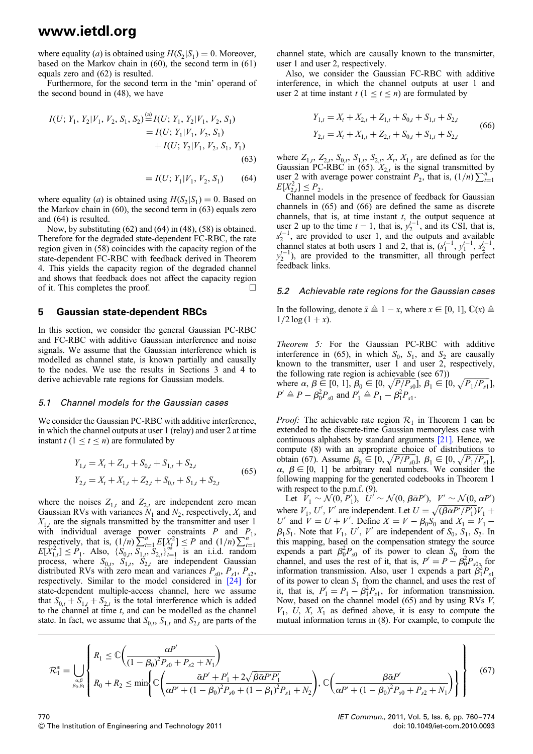where equality (a) is obtained using $H(S_2|S_1) = 0$. Moreover, based on the Markov chain in (60), the second term in (61) equals zero and (62) is resulted.

Furthermore, for the second term in the 'min' operand of the second bound in (48), we have

$$
\begin{aligned}
I(U; Y_1, Y_2|V_1, V_2, S_1, S_2) &\overset{(a)}{=} I(U; Y_1, Y_2|V_1, V_2, S_1) \\
&= I(U; Y_1|V_1, V_2, S_1) \\
&\quad + I(U; Y_2|V_1, V_2, S_1, Y_1)
\end{aligned} \tag{63}
$$

$$
= I(U; Y_1|V_1, V_2, S_1) \tag{64}
$$

where equality (a) is obtained using $H(S_2|S_1) = 0$. Based on the Markov chain in (60), the second term in (63) equals zero and (64) is resulted.

Now, by substituting (62) and (64) in (48), (58) is obtained. Therefore for the degraded state-dependent FC-RBC, the rate region given in (58) coincides with the capacity region of the state-dependent FC-RBC with feedback derived in Theorem 4. This yields the capacity region of the degraded channel and shows that feedback does not affect the capacity region of it. This completes the proof. □

## 5 Gaussian state-dependent RBCs

In this section, we consider the general Gaussian PC-RBC and FC-RBC with additive Gaussian interference and noise signals. We assume that the Gaussian interference which is modelled as channel state, is known partially and causally to the nodes. We use the results in Sections 3 and 4 to derive achievable rate regions for Gaussian models.

### 5.1 Channel models for the Gaussian cases

We consider the Gaussian PC-RBC with additive interference, in which the channel outputs at user 1 (relay) and user 2 at time instant $t$ $(1 \leq t \leq n)$ are formulated by

$$
\begin{aligned}
Y_{1,t} &= X_t + Z_{1,t} + S_{0,t} + S_{1,t} + S_{2,t} \\
Y_{2,t} &= X_t + X_{1,t} + Z_{2,t} + S_{0,t} + S_{1,t} + S_{2,t}
\end{aligned} \tag{65}
$$

where the noises $Z_{1,t}$ and $Z_{2,t}$ are independent zero mean Gaussian RVs with variances $N_1$ and $N_2$, respectively, $X_t$ and $X_{1,t}$ are the signals transmitted by the transmitter and user 1 with individual average power constraints $P$ and $P_1$, respectively, that is, $(1/n)\sum_{t=1}^{n} E[X_t^2] \leq P$ and $(1/n)\sum_{t=1}^{n} E[X_{1,t}^2] \leq P_1$. Also, $\{S_{0,t}, S_{1,t}, S_{2,t}\}_{t=1}^{\infty}$ is an i.i.d. random process, where $S_{0,t}$, $S_{1,t}$, $S_{2,t}$ are independent Gaussian distributed RVs with zero mean and variances $P_{s0}$, $P_{s1}$, $P_{s2}$, respectively. Similar to the model considered in [24] for state-dependent multiple-access channel, here we assume that $S_{0,t} + S_{1,t} + S_{2,t}$ is the total interference which is added to the channel at time $t$, and can be modelled as the channel state. In fact, we assume that $S_{0,t}$, $S_{1,t}$ and $S_{2,t}$ are parts of the channel state, which are causally known to the transmitter, user 1 and user 2, respectively.

Also, we consider the Gaussian FC-RBC with additive interference, in which the channel outputs at user 1 and user 2 at time instant $t$ $(1 \leq t \leq n)$ are formulated by

$$
\begin{aligned}
Y_{1,t} &= X_t + X_{2,t} + Z_{1,t} + S_{0,t} + S_{1,t} + S_{2,t} \\
Y_{2,t} &= X_t + X_{1,t} + Z_{2,t} + S_{0,t} + S_{1,t} + S_{2,t}
\end{aligned} \tag{66}
$$

where $Z_{1,t}$, $Z_{2,t}$, $S_{0,t}$, $S_{1,t}$, $S_{2,t}$, $X_t$, $X_{1,t}$ are defined as for the Gaussian PC-RBC in (65). $X_{2,t}$ is the signal transmitted by user 2 with average power constraint $P_2$, that is, $(1/n)\sum_{t=1}^{n} E[X_{2,t}^2] \leq P_2$.

Channel models in the presence of feedback for Gaussian channels in (65) and (66) are defined the same as discrete channels, that is, at time instant $t$, the output sequence at user 2 up to the time $t-1$, that is, $y_2^{t-1}$, and its CSI, that is, $s_2^{t-1}$, are provided to user 1, and the outputs and available channel states at both users 1 and 2, that is, $(s_1^{t-1}, y_1^{t-1}, s_2^{t-1}, y_2^{t-1})$, are provided to the transmitter, all through perfect feedback links.

### 5.2 Achievable rate regions for the Gaussian cases

In the following, denote $\bar{x} \triangleq 1 - x$, where $x \in [0, 1]$, $\mathbb{C}(x) \triangleq 1/2 \log(1 + x)$.

*Theorem 5:* For the Gaussian PC-RBC with additive interference in (65), in which $S_0$, $S_1$, and $S_2$ are causally known to the transmitter, user 1 and user 2, respectively, the following rate region is achievable (see 67))
where $\alpha, \beta \in [0, 1]$, $\beta_0 \in [0, \sqrt{P/P_{s0}}]$, $\beta_1 \in [0, \sqrt{P_1/P_{s1}}]$, $P' \triangleq P - \beta_0^2 P_{s0}$ and $P_1' \triangleq P_1 - \beta_1^2 P_{s1}$.

*Proof:* The achievable rate region $\mathcal{R}_1$ in Theorem 1 can be extended to the discrete-time Gaussian memoryless case with continuous alphabets by standard arguments [21]. Hence, we compute (8) with an appropriate choice of distributions to obtain (67). Assume $\beta_0 \in [0, \sqrt{P/P_{s0}}]$, $\beta_1 \in [0, \sqrt{P_1/P_{s1}}]$, $\alpha, \beta \in [0, 1]$ be arbitrary real numbers. We consider the following mapping for the generated codebooks in Theorem 1 with respect to the p.m.f. (9).

Let $V_1 \sim \mathcal{N}(0, P_1')$, $U' \sim \mathcal{N}(0, \beta\bar{\alpha}P')$, $V' \sim \mathcal{N}(0, \alpha P')$ where $V_1$, $U'$, $V'$ are independent. Let $U = \sqrt{(\bar{\beta}\bar{\alpha}P'/P_1')}V_1 + U'$ and $V = U + V'$. Define $X = V - \beta_0 S_0$ and $X_1 = V_1 - \beta_1 S_1$. Note that $V_1$, $U'$, $V'$ are independent of $S_0$, $S_1$, $S_2$. In this mapping, based on the compensation strategy the source expends a part $\beta_0^2 P_{s0}$ of its power to clean $S_0$ from the channel, and uses the rest of it, that is, $P' = P - \beta_0^2 P_{s0}$, for information transmission. Also, user 1 expends a part $\beta_1^2 P_{s1}$ of its power to clean $S_1$ from the channel, and uses the rest of it, that is, $P_1' = P_1 - \beta_1^2 P_{s1}$, for information transmission. Now, based on the channel model (65) and by using RVs $V$, $V_1$, $U$, $X$, $X_1$ as defined above, it is easy to compute the mutual information terms in (8). For example, to compute the

$$
\mathcal{R}_1^* = \bigcup_{\substack{\alpha,\beta \\ \beta_0,\beta_1}} \left\{
\begin{aligned}
&R_1 \leq \mathbb{C}\left(\frac{\alpha P'}{(1-\beta_0)^2 P_{s0} + P_{s2} + N_1}\right) \\
&R_0 + R_2 \leq \min\left\{\mathbb{C}\left(\frac{\bar{\alpha}P' + P_1' + 2\sqrt{\bar{\beta}\bar{\alpha}P'P_1'}}{\alpha P' + (1-\beta_0)^2 P_{s0} + (1-\beta_1)^2 P_{s1} + N_2}\right), \mathbb{C}\left(\frac{\beta\bar{\alpha}P'}{\alpha P' + (1-\beta_0)^2 P_{s0} + P_{s2} + N_1}\right)\right\}
\end{aligned}
\right\} \tag{67}
$$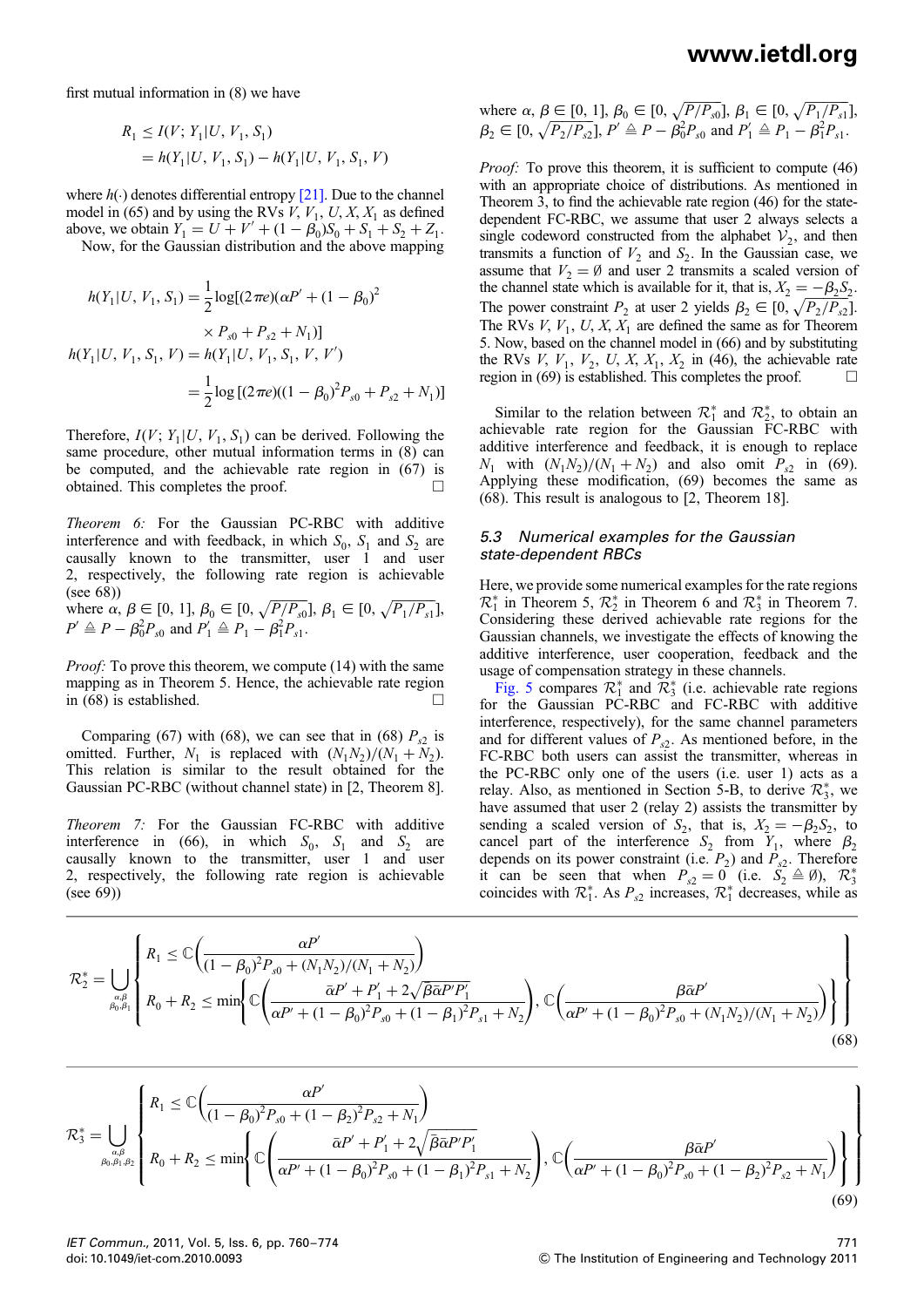first mutual information in (8) we have

$$R_1 \leq I(V; Y_1|U, V_1, S_1) = h(Y_1|U, V_1, S_1) - h(Y_1|U, V_1, S_1, V)$$

where $h(\cdot)$ denotes differential entropy [21]. Due to the channel model in (65) and by using the RVs $V, V_1, U, X, X_1$ as defined above, we obtain $Y_1 = U + V' + (1-\beta_0)S_0 + S_1 + S_2 + Z_1$.

Now, for the Gaussian distribution and the above mapping

$$h(Y_1|U, V_1, S_1) = \frac{1}{2}\log[(2\pi e)(\alpha P' + (1-\beta_0)^2 \times P_{s0} + P_{s2} + N_1)]$$

$$h(Y_1|U, V_1, S_1, V) = h(Y_1|U, V_1, S_1, V, V') = \frac{1}{2}\log[(2\pi e)((1-\beta_0)^2 P_{s0} + P_{s2} + N_1)]$$

Therefore, $I(V; Y_1|U, V_1, S_1)$ can be derived. Following the same procedure, other mutual information terms in (8) can be computed, and the achievable rate region in (67) is obtained. This completes the proof. □

*Theorem 6:* For the Gaussian PC-RBC with additive interference and with feedback, in which $S_0$, $S_1$ and $S_2$ are causally known to the transmitter, user 1 and user 2, respectively, the following rate region is achievable (see 68))

where $\alpha, \beta \in [0, 1]$, $\beta_0 \in [0, \sqrt{P/P_{s0}}]$, $\beta_1 \in [0, \sqrt{P_1/P_{s1}}]$, $P' \triangleq P - \beta_0^2 P_{s0}$ and $P_1' \triangleq P_1 - \beta_1^2 P_{s1}$.

*Proof:* To prove this theorem, we compute (14) with the same mapping as in Theorem 5. Hence, the achievable rate region in (68) is established. □

Comparing (67) with (68), we can see that in (68) $P_{s2}$ is omitted. Further, $N_1$ is replaced with $(N_1N_2)/(N_1 + N_2)$. This relation is similar to the result obtained for the Gaussian PC-RBC (without channel state) in [2, Theorem 8].

*Theorem 7:* For the Gaussian FC-RBC with additive interference in (66), in which $S_0$, $S_1$ and $S_2$ are causally known to the transmitter, user 1 and user 2, respectively, the following rate region is achievable (see 69))

where $\alpha, \beta \in [0, 1]$, $\beta_0 \in [0, \sqrt{P/P_{s0}}]$, $\beta_1 \in [0, \sqrt{P_1/P_{s1}}]$, $\beta_2 \in [0, \sqrt{P_2/P_{s2}}]$, $P' \triangleq P - \beta_0^2 P_{s0}$ and $P_1' \triangleq P_1 - \beta_1^2 P_{s1}$.

*Proof:* To prove this theorem, it is sufficient to compute (46) with an appropriate choice of distributions. As mentioned in Theorem 3, to find the achievable rate region (46) for the state-dependent FC-RBC, we assume that user 2 always selects a single codeword constructed from the alphabet $\mathcal{V}_2$, and then transmits a function of $V_2$ and $S_2$. In the Gaussian case, we assume that $V_2 = \emptyset$ and user 2 transmits a scaled version of the channel state which is available for it, that is, $X_2 = -\beta_2 S_2$. The power constraint $P_2$ at user 2 yields $\beta_2 \in [0, \sqrt{P_2/P_{s2}}]$. The RVs $V, V_1, U, X, X_1$ are defined the same as for Theorem 5. Now, based on the channel model in (66) and by substituting the RVs $V, V_1, V_2, U, X, X_1, X_2$ in (46), the achievable rate region in (69) is established. This completes the proof. □

Similar to the relation between $\mathcal{R}_1^*$ and $\mathcal{R}_2^*$, to obtain an achievable rate region for the Gaussian FC-RBC with additive interference and feedback, it is enough to replace $N_1$ with $(N_1N_2)/(N_1 + N_2)$ and also omit $P_{s2}$ in (69). Applying these modification, (69) becomes the same as (68). This result is analogous to [2, Theorem 18].

### 5.3 Numerical examples for the Gaussian state-dependent RBCs

Here, we provide some numerical examples for the rate regions $\mathcal{R}_1^*$ in Theorem 5, $\mathcal{R}_2^*$ in Theorem 6 and $\mathcal{R}_3^*$ in Theorem 7. Considering these derived achievable rate regions for the Gaussian channels, we investigate the effects of knowing the additive interference, user cooperation, feedback and the usage of compensation strategy in these channels.

Fig. 5 compares $\mathcal{R}_1^*$ and $\mathcal{R}_3^*$ (i.e. achievable rate regions for the Gaussian PC-RBC and FC-RBC with additive interference, respectively), for the same channel parameters and for different values of $P_{s2}$. As mentioned before, in the FC-RBC both users can assist the transmitter, whereas in the PC-RBC only one of the users (i.e. user 1) acts as a relay. Also, as mentioned in Section 5-B, to derive $\mathcal{R}_3^*$, we have assumed that user 2 (relay 2) assists the transmitter by sending a scaled version of $S_2$, that is, $X_2 = -\beta_2 S_2$, to cancel part of the interference $S_2$ from $Y_1$, where $\beta_2$ depends on its power constraint (i.e. $P_2$) and $P_{s2}$. Therefore it can be seen that when $P_{s2} = 0$ (i.e. $S_2 \triangleq \emptyset$), $\mathcal{R}_3^*$ coincides with $\mathcal{R}_1^*$. As $P_{s2}$ increases, $\mathcal{R}_1^*$ decreases, while as

$$\mathcal{R}_2^* = \bigcup_{\substack{\alpha,\beta \\ \beta_0,\beta_1}} \left\{ \begin{array}{l} R_1 \leq \mathbb{C}\left(\dfrac{\alpha P'}{(1-\beta_0)^2 P_{s0} + (N_1N_2)/(N_1+N_2)}\right) \\ R_0 + R_2 \leq \min\left\{\mathbb{C}\left(\dfrac{\bar{\alpha}P' + P_1' + 2\sqrt{\beta\bar{\alpha}P'P_1'}}{\alpha P' + (1-\beta_0)^2 P_{s0} + (1-\beta_1)^2 P_{s1} + N_2}\right), \mathbb{C}\left(\dfrac{\beta\bar{\alpha}P'}{\alpha P' + (1-\beta_0)^2 P_{s0} + (N_1N_2)/(N_1+N_2)}\right)\right\} \end{array} \right\} \tag{68}$$

$$\mathcal{R}_3^* = \bigcup_{\substack{\alpha,\beta \\ \beta_0,\beta_1,\beta_2}} \left\{ \begin{array}{l} R_1 \leq \mathbb{C}\left(\dfrac{\alpha P'}{(1-\beta_0)^2 P_{s0} + (1-\beta_2)^2 P_{s2} + N_1}\right) \\ R_0 + R_2 \leq \min\left\{\mathbb{C}\left(\dfrac{\bar{\alpha}P' + P_1' + 2\sqrt{\beta\bar{\alpha}P'P_1'}}{\alpha P' + (1-\beta_0)^2 P_{s0} + (1-\beta_1)^2 P_{s1} + N_2}\right), \mathbb{C}\left(\dfrac{\beta\bar{\alpha}P'}{\alpha P' + (1-\beta_0)^2 P_{s0} + (1-\beta_2)^2 P_{s2} + N_1}\right)\right\} \end{array} \right\} \tag{69}$$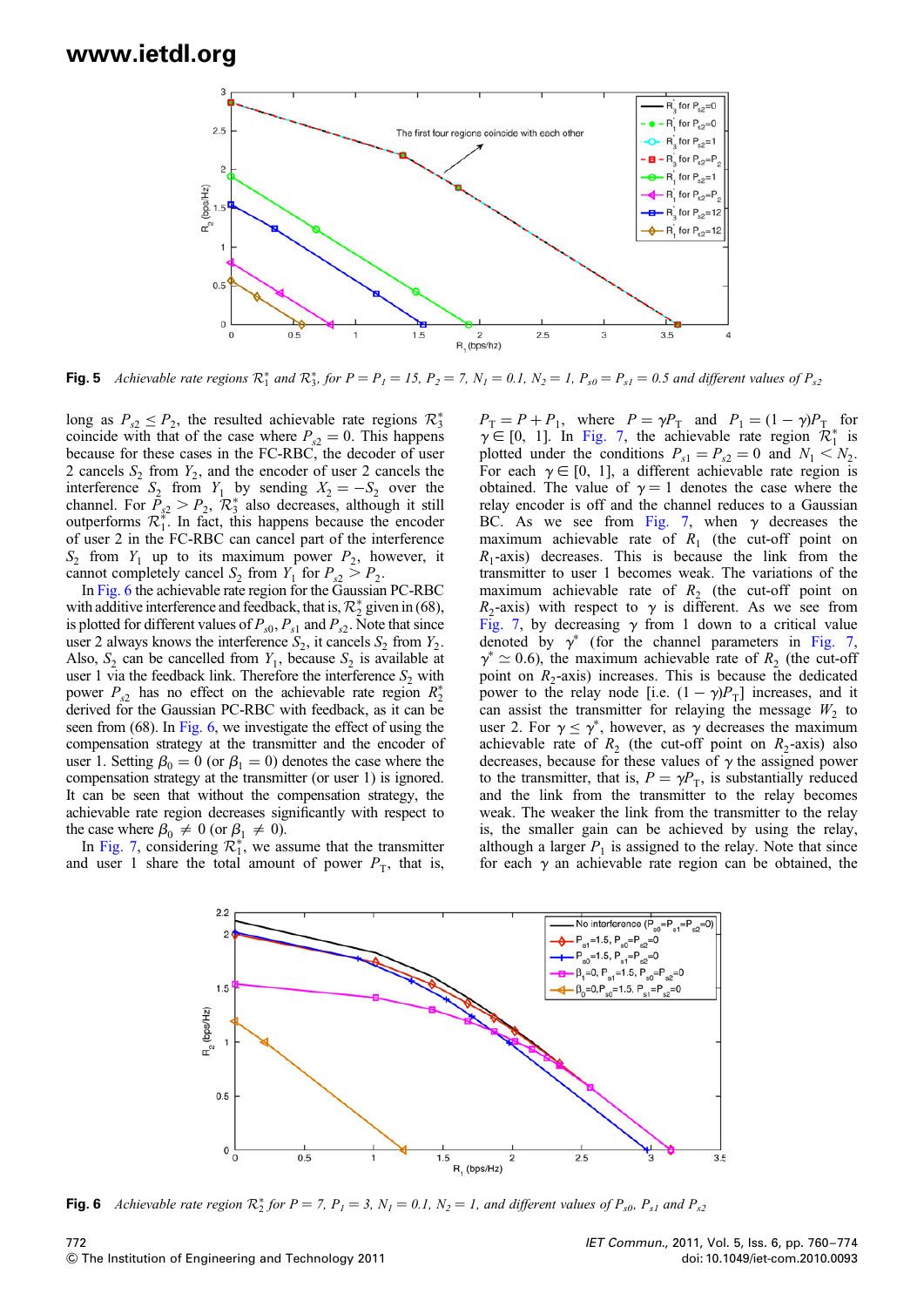**Fig. 5** *Achievable rate regions $\mathcal{R}_1^*$ and $\mathcal{R}_3^*$, for $P = P_1 = 15$, $P_2 = 7$, $N_1 = 0.1$, $N_2 = 1$, $P_{s0} = P_{s1} = 0.5$ and different values of $P_{s2}$*

long as $P_{s2} \leq P_2$, the resulted achievable rate regions $\mathcal{R}_3^*$ coincide with that of the case where $P_{s2} = 0$. This happens because for these cases in the FC-RBC, the decoder of user 2 cancels $S_2$ from $Y_2$, and the encoder of user 2 cancels the interference $S_2$ from $Y_1$ by sending $X_2 = -S_2$ over the channel. For $P_{s2} > P_2$, $\mathcal{R}_3^*$ also decreases, although it still outperforms $\mathcal{R}_1^*$. In fact, this happens because the encoder of user 2 in the FC-RBC can cancel part of the interference $S_2$ from $Y_1$ up to its maximum power $P_2$, however, it cannot completely cancel $S_2$ from $Y_1$ for $P_{s2} > P_2$.

In Fig. 6 the achievable rate region for the Gaussian PC-RBC with additive interference and feedback, that is, $\mathcal{R}_2^*$ given in (68), is plotted for different values of $P_{s0}$, $P_{s1}$ and $P_{s2}$. Note that since user 2 always knows the interference $S_2$, it cancels $S_2$ from $Y_2$. Also, $S_2$ can be cancelled from $Y_1$, because $S_2$ is available at user 1 via the feedback link. Therefore the interference $S_2$ with power $P_{s2}$ has no effect on the achievable rate region $R_2^*$ derived for the Gaussian PC-RBC with feedback, as it can be seen from (68). In Fig. 6, we investigate the effect of using the compensation strategy at the transmitter and the encoder of user 1. Setting $\beta_0 = 0$ (or $\beta_1 = 0$) denotes the case where the compensation strategy at the transmitter (or user 1) is ignored. It can be seen that without the compensation strategy, the achievable rate region decreases significantly with respect to the case where $\beta_0 \neq 0$ (or $\beta_1 \neq 0$).

In Fig. 7, considering $\mathcal{R}_1^*$, we assume that the transmitter and user 1 share the total amount of power $P_\text{T}$, that is, $P_\text{T} = P + P_1$, where $P = \gamma P_\text{T}$ and $P_1 = (1-\gamma)P_\text{T}$ for $\gamma \in [0, 1]$. In Fig. 7, the achievable rate region $\mathcal{R}_1^*$ is plotted under the conditions $P_{s1} = P_{s2} = 0$ and $N_1 < N_2$. For each $\gamma \in [0, 1]$, a different achievable rate region is obtained. The value of $\gamma = 1$ denotes the case where the relay encoder is off and the channel reduces to a Gaussian BC. As we see from Fig. 7, when $\gamma$ decreases the maximum achievable rate of $R_1$ (the cut-off point on $R_1$-axis) decreases. This is because the link from the transmitter to user 1 becomes weak. The variations of the maximum achievable rate of $R_2$ (the cut-off point on $R_2$-axis) with respect to $\gamma$ is different. As we see from Fig. 7, by decreasing $\gamma$ from 1 down to a critical value denoted by $\gamma^*$ (for the channel parameters in Fig. 7, $\gamma^* \simeq 0.6$), the maximum achievable rate of $R_2$ (the cut-off point on $R_2$-axis) increases. This is because the dedicated power to the relay node [i.e. $(1-\gamma)P_\text{T}$] increases, and it can assist the transmitter for relaying the message $W_2$ to user 2. For $\gamma \leq \gamma^*$, however, as $\gamma$ decreases the maximum achievable rate of $R_2$ (the cut-off point on $R_2$-axis) also decreases, because for these values of $\gamma$ the assigned power to the transmitter, that is, $P = \gamma P_\text{T}$, is substantially reduced and the link from the transmitter to the relay becomes weak. The weaker the link from the transmitter to the relay is, the smaller gain can be achieved by using the relay, although a larger $P_1$ is assigned to the relay. Note that since for each $\gamma$ an achievable rate region can be obtained, the

**Fig. 6** *Achievable rate region $\mathcal{R}_2^*$ for $P = 7$, $P_1 = 3$, $N_1 = 0.1$, $N_2 = 1$, and different values of $P_{s0}$, $P_{s1}$ and $P_{s2}$*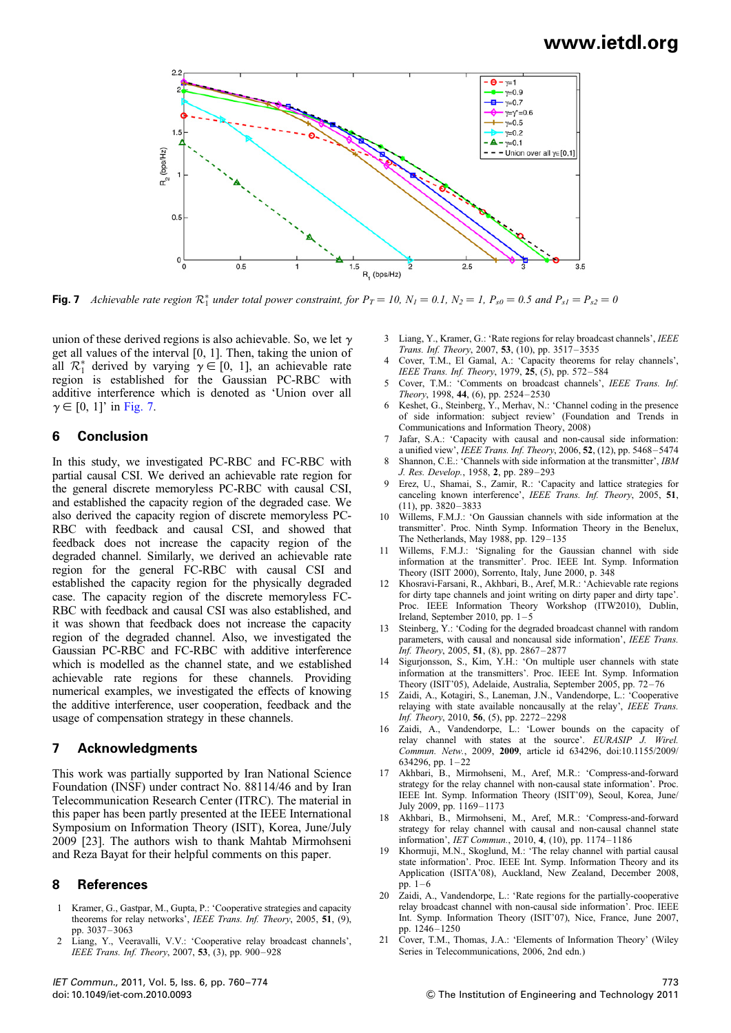**Fig. 7** *Achievable rate region $\mathcal{R}_1^*$ under total power constraint, for $P_T = 10$, $N_1 = 0.1$, $N_2 = 1$, $P_{s0} = 0.5$ and $P_{s1} = P_{s2} = 0$*

union of these derived regions is also achievable. So, we let $\gamma$ get all values of the interval [0, 1]. Then, taking the union of all $\mathcal{R}_1^*$ derived by varying $\gamma \in [0, 1]$, an achievable rate region is established for the Gaussian PC-RBC with additive interference which is denoted as 'Union over all $\gamma \in [0, 1]$' in Fig. 7.

## 6 Conclusion

In this study, we investigated PC-RBC and FC-RBC with partial causal CSI. We derived an achievable rate region for the general discrete memoryless PC-RBC with causal CSI, and established the capacity region of the degraded case. We also derived the capacity region of discrete memoryless PC-RBC with feedback and causal CSI, and showed that feedback does not increase the capacity region of the degraded channel. Similarly, we derived an achievable rate region for the general FC-RBC with causal CSI and established the capacity region for the physically degraded case. The capacity region of the discrete memoryless FC-RBC with feedback and causal CSI was also established, and it was shown that feedback does not increase the capacity region of the degraded channel. Also, we investigated the Gaussian PC-RBC and FC-RBC with additive interference which is modelled as the channel state, and we established achievable rate regions for these channels. Providing numerical examples, we investigated the effects of knowing the additive interference, user cooperation, feedback and the usage of compensation strategy in these channels.

## 7 Acknowledgments

This work was partially supported by Iran National Science Foundation (INSF) under contract No. 88114/46 and by Iran Telecommunication Research Center (ITRC). The material in this paper has been partly presented at the IEEE International Symposium on Information Theory (ISIT), Korea, June/July 2009 [23]. The authors wish to thank Mahtab Mirmohseni and Reza Bayat for their helpful comments on this paper.

## 8 References

1. Kramer, G., Gastpar, M., Gupta, P.: 'Cooperative strategies and capacity theorems for relay networks', *IEEE Trans. Inf. Theory*, 2005, **51**, (9), pp. 3037–3063
2. Liang, Y., Veeravalli, V.V.: 'Cooperative relay broadcast channels', *IEEE Trans. Inf. Theory*, 2007, **53**, (3), pp. 900–928
3. Liang, Y., Kramer, G.: 'Rate regions for relay broadcast channels', *IEEE Trans. Inf. Theory*, 2007, **53**, (10), pp. 3517–3535
4. Cover, T.M., El Gamal, A.: 'Capacity theorems for relay channels', *IEEE Trans. Inf. Theory*, 1979, **25**, (5), pp. 572–584
5. Cover, T.M.: 'Comments on broadcast channels', *IEEE Trans. Inf. Theory*, 1998, **44**, (6), pp. 2524–2530
6. Keshet, G., Steinberg, Y., Merhav, N.: 'Channel coding in the presence of side information: subject review' (Foundation and Trends in Communications and Information Theory, 2008)
7. Jafar, S.A.: 'Capacity with causal and non-causal side information: a unified view', *IEEE Trans. Inf. Theory*, 2006, **52**, (12), pp. 5468–5474
8. Shannon, C.E.: 'Channels with side information at the transmitter', *IBM J. Res. Develop.*, 1958, **2**, pp. 289–293
9. Erez, U., Shamai, S., Zamir, R.: 'Capacity and lattice strategies for canceling known interference', *IEEE Trans. Inf. Theory*, 2005, **51**, (11), pp. 3820–3833
10. Willems, F.M.J.: 'On Gaussian channels with side information at the transmitter'. Proc. Ninth Symp. Information Theory in the Benelux, The Netherlands, May 1988, pp. 129–135
11. Willems, F.M.J.: 'Signaling for the Gaussian channel with side information at the transmitter'. Proc. IEEE Int. Symp. Information Theory (ISIT 2000), Sorrento, Italy, June 2000, p. 348
12. Khosravi-Farsani, R., Akhbari, B., Aref, M.R.: 'Achievable rate regions for dirty tape channels and joint writing on dirty paper and dirty tape'. Proc. IEEE Information Theory Workshop (ITW2010), Dublin, Ireland, September 2010, pp. 1–5
13. Steinberg, Y.: 'Coding for the degraded broadcast channel with random parameters, with causal and noncausal side information', *IEEE Trans. Inf. Theory*, 2005, **51**, (8), pp. 2867–2877
14. Sigurjonsson, S., Kim, Y.H.: 'On multiple user channels with state information at the transmitters'. Proc. IEEE Int. Symp. Information Theory (ISIT'05), Adelaide, Australia, September 2005, pp. 72–76
15. Zaidi, A., Kotagiri, S., Laneman, J.N., Vandendorpe, L.: 'Cooperative relaying with state available noncausally at the relay', *IEEE Trans. Inf. Theory*, 2010, **56**, (5), pp. 2272–2298
16. Zaidi, A., Vandendorpe, L.: 'Lower bounds on the capacity of relay channel with states at the source'. *EURASIP J. Wirel. Commun. Netw.*, 2009, **2009**, article id 634296, doi:10.1155/2009/634296, pp. 1–22
17. Akhbari, B., Mirmohseni, M., Aref, M.R.: 'Compress-and-forward strategy for the relay channel with non-causal state information'. Proc. IEEE Int. Symp. Information Theory (ISIT'09), Seoul, Korea, June/July 2009, pp. 1169–1173
18. Akhbari, B., Mirmohseni, M., Aref, M.R.: 'Compress-and-forward strategy for relay channel with causal and non-causal channel state information', *IET Commun.*, 2010, **4**, (10), pp. 1174–1186
19. Khormuji, M.N., Skoglund, M.: 'The relay channel with partial causal state information'. Proc. IEEE Int. Symp. Information Theory and its Application (ISITA'08), Auckland, New Zealand, December 2008, pp. 1–6
20. Zaidi, A., Vandendorpe, L.: 'Rate regions for the partially-cooperative relay broadcast channel with non-causal side information'. Proc. IEEE Int. Symp. Information Theory (ISIT'07), Nice, France, June 2007, pp. 1246–1250
21. Cover, T.M., Thomas, J.A.: 'Elements of Information Theory' (Wiley Series in Telecommunications, 2006, 2nd edn.)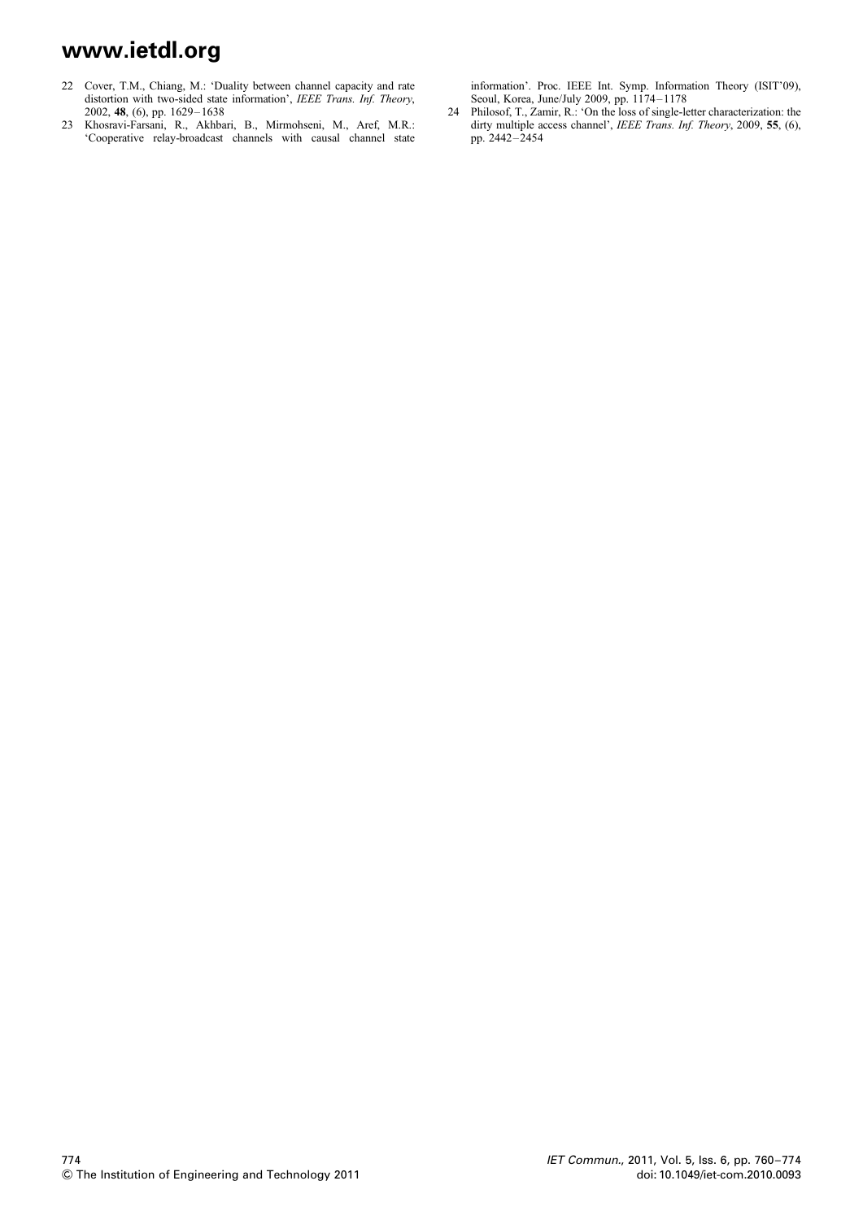22 Cover, T.M., Chiang, M.: 'Duality between channel capacity and rate distortion with two-sided state information', *IEEE Trans. Inf. Theory*, 2002, **48**, (6), pp. 1629–1638

23 Khosravi-Farsani, R., Akhbari, B., Mirmohseni, M., Aref, M.R.: 'Cooperative relay-broadcast channels with causal channel state information'. Proc. IEEE Int. Symp. Information Theory (ISIT'09), Seoul, Korea, June/July 2009, pp. 1174–1178

24 Philosof, T., Zamir, R.: 'On the loss of single-letter characterization: the dirty multiple access channel', *IEEE Trans. Inf. Theory*, 2009, **55**, (6), pp. 2442–2454